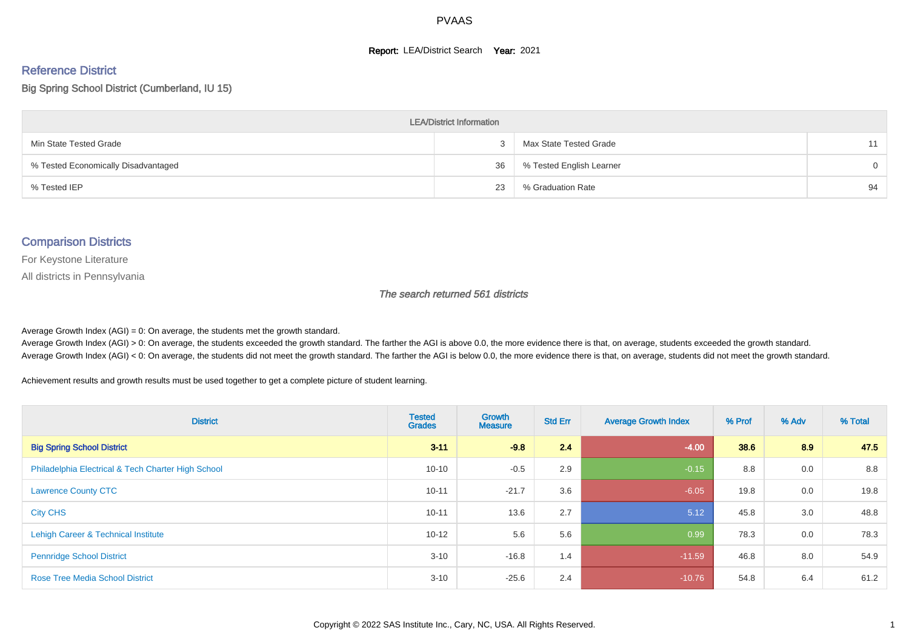PVAAS

**Report:** LEA/District Search **Year:** 2021

## Reference District

### Big Spring School District (Cumberland, IU 15)

| LEA/District Information | | | |
|---|---|---|---|
| Min State Tested Grade | 3 | Max State Tested Grade | 11 |
| % Tested Economically Disadvantaged | 36 | % Tested English Learner | 0 |
| % Tested IEP | 23 | % Graduation Rate | 94 |

## Comparison Districts

For Keystone Literature

All districts in Pennsylvania

*The search returned 561 districts*

Average Growth Index (AGI) = 0: On average, the students met the growth standard.
Average Growth Index (AGI) > 0: On average, the students exceeded the growth standard. The farther the AGI is above 0.0, the more evidence there is that, on average, students exceeded the growth standard.
Average Growth Index (AGI) < 0: On average, the students did not meet the growth standard. The farther the AGI is below 0.0, the more evidence there is that, on average, students did not meet the growth standard.

Achievement results and growth results must be used together to get a complete picture of student learning.

| District | Tested Grades | Growth Measure | Std Err | Average Growth Index | % Prof | % Adv | % Total |
|---|---|---|---|---|---|---|---|
| **Big Spring School District** | **3-11** | **-9.8** | **2.4** | **-4.00** | **38.6** | **8.9** | **47.5** |
| Philadelphia Electrical & Tech Charter High School | 10-10 | -0.5 | 2.9 | -0.15 | 8.8 | 0.0 | 8.8 |
| Lawrence County CTC | 10-11 | -21.7 | 3.6 | -6.05 | 19.8 | 0.0 | 19.8 |
| City CHS | 10-11 | 13.6 | 2.7 | 5.12 | 45.8 | 3.0 | 48.8 |
| Lehigh Career & Technical Institute | 10-12 | 5.6 | 5.6 | 0.99 | 78.3 | 0.0 | 78.3 |
| Pennridge School District | 3-10 | -16.8 | 1.4 | -11.59 | 46.8 | 8.0 | 54.9 |
| Rose Tree Media School District | 3-10 | -25.6 | 2.4 | -10.76 | 54.8 | 6.4 | 61.2 |

Copyright © 2022 SAS Institute Inc., Cary, NC, USA. All Rights Reserved.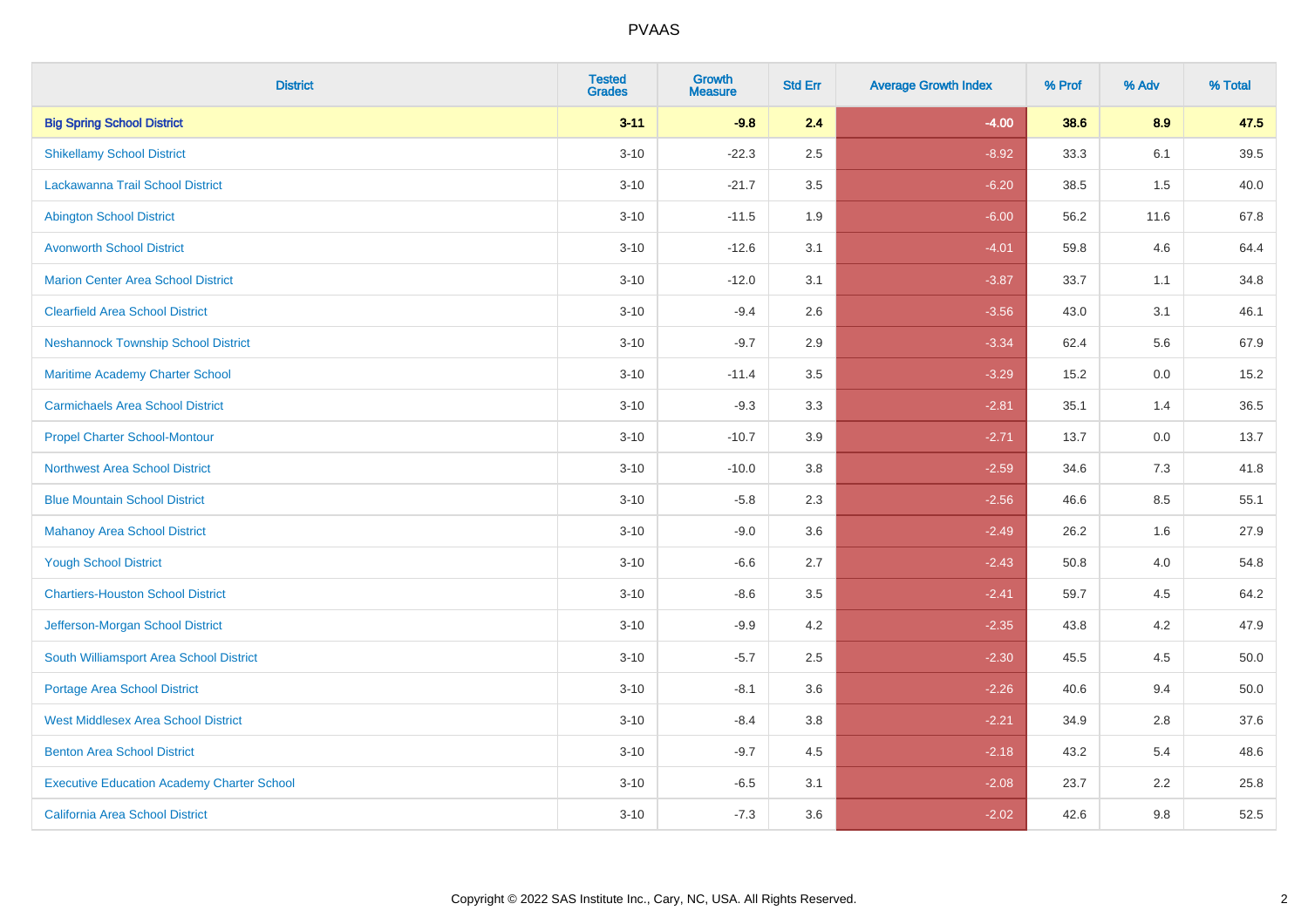| District | Tested Grades | Growth Measure | Std Err | Average Growth Index | % Prof | % Adv | % Total |
|---|---|---|---|---|---|---|---|
| **Big Spring School District** | **3-11** | **-9.8** | **2.4** | **-4.00** | **38.6** | **8.9** | **47.5** |
| Shikellamy School District | 3-10 | -22.3 | 2.5 | -8.92 | 33.3 | 6.1 | 39.5 |
| Lackawanna Trail School District | 3-10 | -21.7 | 3.5 | -6.20 | 38.5 | 1.5 | 40.0 |
| Abington School District | 3-10 | -11.5 | 1.9 | -6.00 | 56.2 | 11.6 | 67.8 |
| Avonworth School District | 3-10 | -12.6 | 3.1 | -4.01 | 59.8 | 4.6 | 64.4 |
| Marion Center Area School District | 3-10 | -12.0 | 3.1 | -3.87 | 33.7 | 1.1 | 34.8 |
| Clearfield Area School District | 3-10 | -9.4 | 2.6 | -3.56 | 43.0 | 3.1 | 46.1 |
| Neshannock Township School District | 3-10 | -9.7 | 2.9 | -3.34 | 62.4 | 5.6 | 67.9 |
| Maritime Academy Charter School | 3-10 | -11.4 | 3.5 | -3.29 | 15.2 | 0.0 | 15.2 |
| Carmichaels Area School District | 3-10 | -9.3 | 3.3 | -2.81 | 35.1 | 1.4 | 36.5 |
| Propel Charter School-Montour | 3-10 | -10.7 | 3.9 | -2.71 | 13.7 | 0.0 | 13.7 |
| Northwest Area School District | 3-10 | -10.0 | 3.8 | -2.59 | 34.6 | 7.3 | 41.8 |
| Blue Mountain School District | 3-10 | -5.8 | 2.3 | -2.56 | 46.6 | 8.5 | 55.1 |
| Mahanoy Area School District | 3-10 | -9.0 | 3.6 | -2.49 | 26.2 | 1.6 | 27.9 |
| Yough School District | 3-10 | -6.6 | 2.7 | -2.43 | 50.8 | 4.0 | 54.8 |
| Chartiers-Houston School District | 3-10 | -8.6 | 3.5 | -2.41 | 59.7 | 4.5 | 64.2 |
| Jefferson-Morgan School District | 3-10 | -9.9 | 4.2 | -2.35 | 43.8 | 4.2 | 47.9 |
| South Williamsport Area School District | 3-10 | -5.7 | 2.5 | -2.30 | 45.5 | 4.5 | 50.0 |
| Portage Area School District | 3-10 | -8.1 | 3.6 | -2.26 | 40.6 | 9.4 | 50.0 |
| West Middlesex Area School District | 3-10 | -8.4 | 3.8 | -2.21 | 34.9 | 2.8 | 37.6 |
| Benton Area School District | 3-10 | -9.7 | 4.5 | -2.18 | 43.2 | 5.4 | 48.6 |
| Executive Education Academy Charter School | 3-10 | -6.5 | 3.1 | -2.08 | 23.7 | 2.2 | 25.8 |
| California Area School District | 3-10 | -7.3 | 3.6 | -2.02 | 42.6 | 9.8 | 52.5 |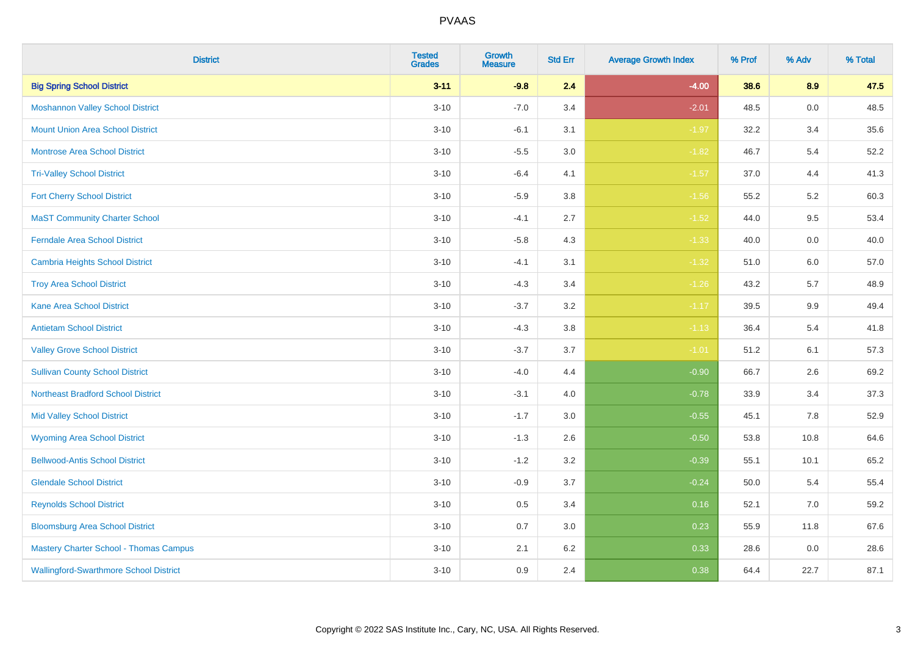PVAAS

| District | Tested Grades | Growth Measure | Std Err | Average Growth Index | % Prof | % Adv | % Total |
|---|---|---|---|---|---|---|---|
| **Big Spring School District** | **3-11** | **-9.8** | **2.4** | **-4.00** | **38.6** | **8.9** | **47.5** |
| Moshannon Valley School District | 3-10 | -7.0 | 3.4 | -2.01 | 48.5 | 0.0 | 48.5 |
| Mount Union Area School District | 3-10 | -6.1 | 3.1 | -1.97 | 32.2 | 3.4 | 35.6 |
| Montrose Area School District | 3-10 | -5.5 | 3.0 | -1.82 | 46.7 | 5.4 | 52.2 |
| Tri-Valley School District | 3-10 | -6.4 | 4.1 | -1.57 | 37.0 | 4.4 | 41.3 |
| Fort Cherry School District | 3-10 | -5.9 | 3.8 | -1.56 | 55.2 | 5.2 | 60.3 |
| MaST Community Charter School | 3-10 | -4.1 | 2.7 | -1.52 | 44.0 | 9.5 | 53.4 |
| Ferndale Area School District | 3-10 | -5.8 | 4.3 | -1.33 | 40.0 | 0.0 | 40.0 |
| Cambria Heights School District | 3-10 | -4.1 | 3.1 | -1.32 | 51.0 | 6.0 | 57.0 |
| Troy Area School District | 3-10 | -4.3 | 3.4 | -1.26 | 43.2 | 5.7 | 48.9 |
| Kane Area School District | 3-10 | -3.7 | 3.2 | -1.17 | 39.5 | 9.9 | 49.4 |
| Antietam School District | 3-10 | -4.3 | 3.8 | -1.13 | 36.4 | 5.4 | 41.8 |
| Valley Grove School District | 3-10 | -3.7 | 3.7 | -1.01 | 51.2 | 6.1 | 57.3 |
| Sullivan County School District | 3-10 | -4.0 | 4.4 | -0.90 | 66.7 | 2.6 | 69.2 |
| Northeast Bradford School District | 3-10 | -3.1 | 4.0 | -0.78 | 33.9 | 3.4 | 37.3 |
| Mid Valley School District | 3-10 | -1.7 | 3.0 | -0.55 | 45.1 | 7.8 | 52.9 |
| Wyoming Area School District | 3-10 | -1.3 | 2.6 | -0.50 | 53.8 | 10.8 | 64.6 |
| Bellwood-Antis School District | 3-10 | -1.2 | 3.2 | -0.39 | 55.1 | 10.1 | 65.2 |
| Glendale School District | 3-10 | -0.9 | 3.7 | -0.24 | 50.0 | 5.4 | 55.4 |
| Reynolds School District | 3-10 | 0.5 | 3.4 | 0.16 | 52.1 | 7.0 | 59.2 |
| Bloomsburg Area School District | 3-10 | 0.7 | 3.0 | 0.23 | 55.9 | 11.8 | 67.6 |
| Mastery Charter School - Thomas Campus | 3-10 | 2.1 | 6.2 | 0.33 | 28.6 | 0.0 | 28.6 |
| Wallingford-Swarthmore School District | 3-10 | 0.9 | 2.4 | 0.38 | 64.4 | 22.7 | 87.1 |

Copyright © 2022 SAS Institute Inc., Cary, NC, USA. All Rights Reserved.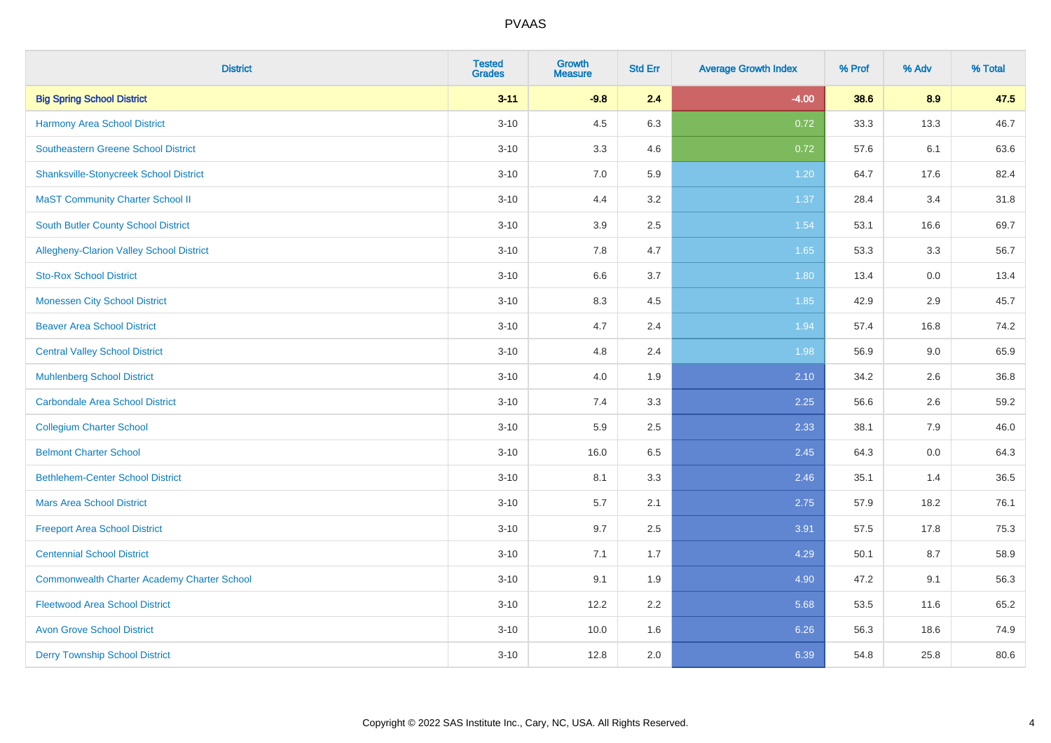# PVAAS

| District | Tested Grades | Growth Measure | Std Err | Average Growth Index | % Prof | % Adv | % Total |
|---|---|---|---|---|---|---|---|
| **Big Spring School District** | **3-11** | **-9.8** | **2.4** | **-4.00** | **38.6** | **8.9** | **47.5** |
| Harmony Area School District | 3-10 | 4.5 | 6.3 | 0.72 | 33.3 | 13.3 | 46.7 |
| Southeastern Greene School District | 3-10 | 3.3 | 4.6 | 0.72 | 57.6 | 6.1 | 63.6 |
| Shanksville-Stonycreek School District | 3-10 | 7.0 | 5.9 | 1.20 | 64.7 | 17.6 | 82.4 |
| MaST Community Charter School II | 3-10 | 4.4 | 3.2 | 1.37 | 28.4 | 3.4 | 31.8 |
| South Butler County School District | 3-10 | 3.9 | 2.5 | 1.54 | 53.1 | 16.6 | 69.7 |
| Allegheny-Clarion Valley School District | 3-10 | 7.8 | 4.7 | 1.65 | 53.3 | 3.3 | 56.7 |
| Sto-Rox School District | 3-10 | 6.6 | 3.7 | 1.80 | 13.4 | 0.0 | 13.4 |
| Monessen City School District | 3-10 | 8.3 | 4.5 | 1.85 | 42.9 | 2.9 | 45.7 |
| Beaver Area School District | 3-10 | 4.7 | 2.4 | 1.94 | 57.4 | 16.8 | 74.2 |
| Central Valley School District | 3-10 | 4.8 | 2.4 | 1.98 | 56.9 | 9.0 | 65.9 |
| Muhlenberg School District | 3-10 | 4.0 | 1.9 | 2.10 | 34.2 | 2.6 | 36.8 |
| Carbondale Area School District | 3-10 | 7.4 | 3.3 | 2.25 | 56.6 | 2.6 | 59.2 |
| Collegium Charter School | 3-10 | 5.9 | 2.5 | 2.33 | 38.1 | 7.9 | 46.0 |
| Belmont Charter School | 3-10 | 16.0 | 6.5 | 2.45 | 64.3 | 0.0 | 64.3 |
| Bethlehem-Center School District | 3-10 | 8.1 | 3.3 | 2.46 | 35.1 | 1.4 | 36.5 |
| Mars Area School District | 3-10 | 5.7 | 2.1 | 2.75 | 57.9 | 18.2 | 76.1 |
| Freeport Area School District | 3-10 | 9.7 | 2.5 | 3.91 | 57.5 | 17.8 | 75.3 |
| Centennial School District | 3-10 | 7.1 | 1.7 | 4.29 | 50.1 | 8.7 | 58.9 |
| Commonwealth Charter Academy Charter School | 3-10 | 9.1 | 1.9 | 4.90 | 47.2 | 9.1 | 56.3 |
| Fleetwood Area School District | 3-10 | 12.2 | 2.2 | 5.68 | 53.5 | 11.6 | 65.2 |
| Avon Grove School District | 3-10 | 10.0 | 1.6 | 6.26 | 56.3 | 18.6 | 74.9 |
| Derry Township School District | 3-10 | 12.8 | 2.0 | 6.39 | 54.8 | 25.8 | 80.6 |

Copyright © 2022 SAS Institute Inc., Cary, NC, USA. All Rights Reserved.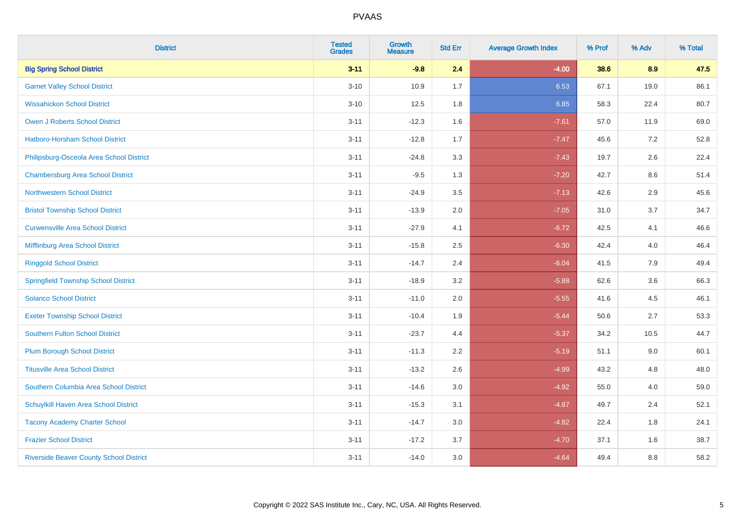# PVAAS

| District | Tested Grades | Growth Measure | Std Err | Average Growth Index | % Prof | % Adv | % Total |
|---|---|---|---|---|---|---|---|
| **Big Spring School District** | **3-11** | **-9.8** | **2.4** | **-4.00** | **38.6** | **8.9** | **47.5** |
| Garnet Valley School District | 3-10 | 10.9 | 1.7 | 6.53 | 67.1 | 19.0 | 86.1 |
| Wissahickon School District | 3-10 | 12.5 | 1.8 | 6.85 | 58.3 | 22.4 | 80.7 |
| Owen J Roberts School District | 3-11 | -12.3 | 1.6 | -7.61 | 57.0 | 11.9 | 69.0 |
| Hatboro-Horsham School District | 3-11 | -12.8 | 1.7 | -7.47 | 45.6 | 7.2 | 52.8 |
| Philipsburg-Osceola Area School District | 3-11 | -24.8 | 3.3 | -7.43 | 19.7 | 2.6 | 22.4 |
| Chambersburg Area School District | 3-11 | -9.5 | 1.3 | -7.20 | 42.7 | 8.6 | 51.4 |
| Northwestern School District | 3-11 | -24.9 | 3.5 | -7.13 | 42.6 | 2.9 | 45.6 |
| Bristol Township School District | 3-11 | -13.9 | 2.0 | -7.05 | 31.0 | 3.7 | 34.7 |
| Curwensville Area School District | 3-11 | -27.9 | 4.1 | -6.72 | 42.5 | 4.1 | 46.6 |
| Mifflinburg Area School District | 3-11 | -15.8 | 2.5 | -6.30 | 42.4 | 4.0 | 46.4 |
| Ringgold School District | 3-11 | -14.7 | 2.4 | -6.04 | 41.5 | 7.9 | 49.4 |
| Springfield Township School District | 3-11 | -18.9 | 3.2 | -5.88 | 62.6 | 3.6 | 66.3 |
| Solanco School District | 3-11 | -11.0 | 2.0 | -5.55 | 41.6 | 4.5 | 46.1 |
| Exeter Township School District | 3-11 | -10.4 | 1.9 | -5.44 | 50.6 | 2.7 | 53.3 |
| Southern Fulton School District | 3-11 | -23.7 | 4.4 | -5.37 | 34.2 | 10.5 | 44.7 |
| Plum Borough School District | 3-11 | -11.3 | 2.2 | -5.19 | 51.1 | 9.0 | 60.1 |
| Titusville Area School District | 3-11 | -13.2 | 2.6 | -4.99 | 43.2 | 4.8 | 48.0 |
| Southern Columbia Area School District | 3-11 | -14.6 | 3.0 | -4.92 | 55.0 | 4.0 | 59.0 |
| Schuylkill Haven Area School District | 3-11 | -15.3 | 3.1 | -4.87 | 49.7 | 2.4 | 52.1 |
| Tacony Academy Charter School | 3-11 | -14.7 | 3.0 | -4.82 | 22.4 | 1.8 | 24.1 |
| Frazier School District | 3-11 | -17.2 | 3.7 | -4.70 | 37.1 | 1.6 | 38.7 |
| Riverside Beaver County School District | 3-11 | -14.0 | 3.0 | -4.64 | 49.4 | 8.8 | 58.2 |

Copyright © 2022 SAS Institute Inc., Cary, NC, USA. All Rights Reserved.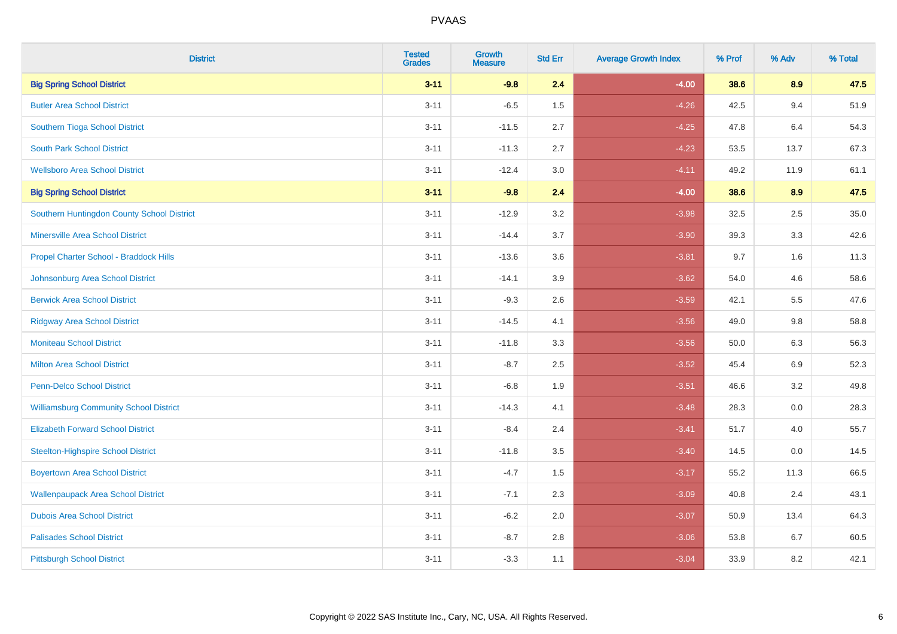| District | Tested Grades | Growth Measure | Std Err | Average Growth Index | % Prof | % Adv | % Total |
|---|---|---|---|---|---|---|---|
| **Big Spring School District** | **3-11** | **-9.8** | **2.4** | **-4.00** | **38.6** | **8.9** | **47.5** |
| Butler Area School District | 3-11 | -6.5 | 1.5 | -4.26 | 42.5 | 9.4 | 51.9 |
| Southern Tioga School District | 3-11 | -11.5 | 2.7 | -4.25 | 47.8 | 6.4 | 54.3 |
| South Park School District | 3-11 | -11.3 | 2.7 | -4.23 | 53.5 | 13.7 | 67.3 |
| Wellsboro Area School District | 3-11 | -12.4 | 3.0 | -4.11 | 49.2 | 11.9 | 61.1 |
| **Big Spring School District** | **3-11** | **-9.8** | **2.4** | **-4.00** | **38.6** | **8.9** | **47.5** |
| Southern Huntingdon County School District | 3-11 | -12.9 | 3.2 | -3.98 | 32.5 | 2.5 | 35.0 |
| Minersville Area School District | 3-11 | -14.4 | 3.7 | -3.90 | 39.3 | 3.3 | 42.6 |
| Propel Charter School - Braddock Hills | 3-11 | -13.6 | 3.6 | -3.81 | 9.7 | 1.6 | 11.3 |
| Johnsonburg Area School District | 3-11 | -14.1 | 3.9 | -3.62 | 54.0 | 4.6 | 58.6 |
| Berwick Area School District | 3-11 | -9.3 | 2.6 | -3.59 | 42.1 | 5.5 | 47.6 |
| Ridgway Area School District | 3-11 | -14.5 | 4.1 | -3.56 | 49.0 | 9.8 | 58.8 |
| Moniteau School District | 3-11 | -11.8 | 3.3 | -3.56 | 50.0 | 6.3 | 56.3 |
| Milton Area School District | 3-11 | -8.7 | 2.5 | -3.52 | 45.4 | 6.9 | 52.3 |
| Penn-Delco School District | 3-11 | -6.8 | 1.9 | -3.51 | 46.6 | 3.2 | 49.8 |
| Williamsburg Community School District | 3-11 | -14.3 | 4.1 | -3.48 | 28.3 | 0.0 | 28.3 |
| Elizabeth Forward School District | 3-11 | -8.4 | 2.4 | -3.41 | 51.7 | 4.0 | 55.7 |
| Steelton-Highspire School District | 3-11 | -11.8 | 3.5 | -3.40 | 14.5 | 0.0 | 14.5 |
| Boyertown Area School District | 3-11 | -4.7 | 1.5 | -3.17 | 55.2 | 11.3 | 66.5 |
| Wallenpaupack Area School District | 3-11 | -7.1 | 2.3 | -3.09 | 40.8 | 2.4 | 43.1 |
| Dubois Area School District | 3-11 | -6.2 | 2.0 | -3.07 | 50.9 | 13.4 | 64.3 |
| Palisades School District | 3-11 | -8.7 | 2.8 | -3.06 | 53.8 | 6.7 | 60.5 |
| Pittsburgh School District | 3-11 | -3.3 | 1.1 | -3.04 | 33.9 | 8.2 | 42.1 |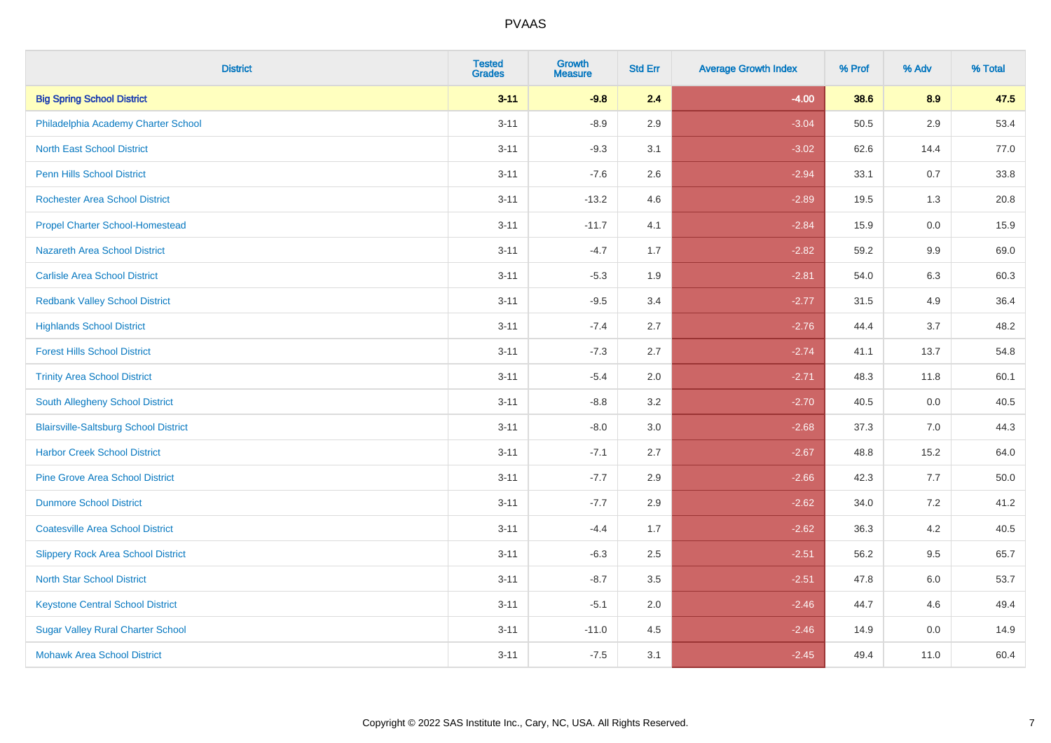# PVAAS

| District | Tested Grades | Growth Measure | Std Err | Average Growth Index | % Prof | % Adv | % Total |
|---|---|---|---|---|---|---|---|
| **Big Spring School District** | **3-11** | **-9.8** | **2.4** | **-4.00** | **38.6** | **8.9** | **47.5** |
| Philadelphia Academy Charter School | 3-11 | -8.9 | 2.9 | -3.04 | 50.5 | 2.9 | 53.4 |
| North East School District | 3-11 | -9.3 | 3.1 | -3.02 | 62.6 | 14.4 | 77.0 |
| Penn Hills School District | 3-11 | -7.6 | 2.6 | -2.94 | 33.1 | 0.7 | 33.8 |
| Rochester Area School District | 3-11 | -13.2 | 4.6 | -2.89 | 19.5 | 1.3 | 20.8 |
| Propel Charter School-Homestead | 3-11 | -11.7 | 4.1 | -2.84 | 15.9 | 0.0 | 15.9 |
| Nazareth Area School District | 3-11 | -4.7 | 1.7 | -2.82 | 59.2 | 9.9 | 69.0 |
| Carlisle Area School District | 3-11 | -5.3 | 1.9 | -2.81 | 54.0 | 6.3 | 60.3 |
| Redbank Valley School District | 3-11 | -9.5 | 3.4 | -2.77 | 31.5 | 4.9 | 36.4 |
| Highlands School District | 3-11 | -7.4 | 2.7 | -2.76 | 44.4 | 3.7 | 48.2 |
| Forest Hills School District | 3-11 | -7.3 | 2.7 | -2.74 | 41.1 | 13.7 | 54.8 |
| Trinity Area School District | 3-11 | -5.4 | 2.0 | -2.71 | 48.3 | 11.8 | 60.1 |
| South Allegheny School District | 3-11 | -8.8 | 3.2 | -2.70 | 40.5 | 0.0 | 40.5 |
| Blairsville-Saltsburg School District | 3-11 | -8.0 | 3.0 | -2.68 | 37.3 | 7.0 | 44.3 |
| Harbor Creek School District | 3-11 | -7.1 | 2.7 | -2.67 | 48.8 | 15.2 | 64.0 |
| Pine Grove Area School District | 3-11 | -7.7 | 2.9 | -2.66 | 42.3 | 7.7 | 50.0 |
| Dunmore School District | 3-11 | -7.7 | 2.9 | -2.62 | 34.0 | 7.2 | 41.2 |
| Coatesville Area School District | 3-11 | -4.4 | 1.7 | -2.62 | 36.3 | 4.2 | 40.5 |
| Slippery Rock Area School District | 3-11 | -6.3 | 2.5 | -2.51 | 56.2 | 9.5 | 65.7 |
| North Star School District | 3-11 | -8.7 | 3.5 | -2.51 | 47.8 | 6.0 | 53.7 |
| Keystone Central School District | 3-11 | -5.1 | 2.0 | -2.46 | 44.7 | 4.6 | 49.4 |
| Sugar Valley Rural Charter School | 3-11 | -11.0 | 4.5 | -2.46 | 14.9 | 0.0 | 14.9 |
| Mohawk Area School District | 3-11 | -7.5 | 3.1 | -2.45 | 49.4 | 11.0 | 60.4 |

Copyright © 2022 SAS Institute Inc., Cary, NC, USA. All Rights Reserved.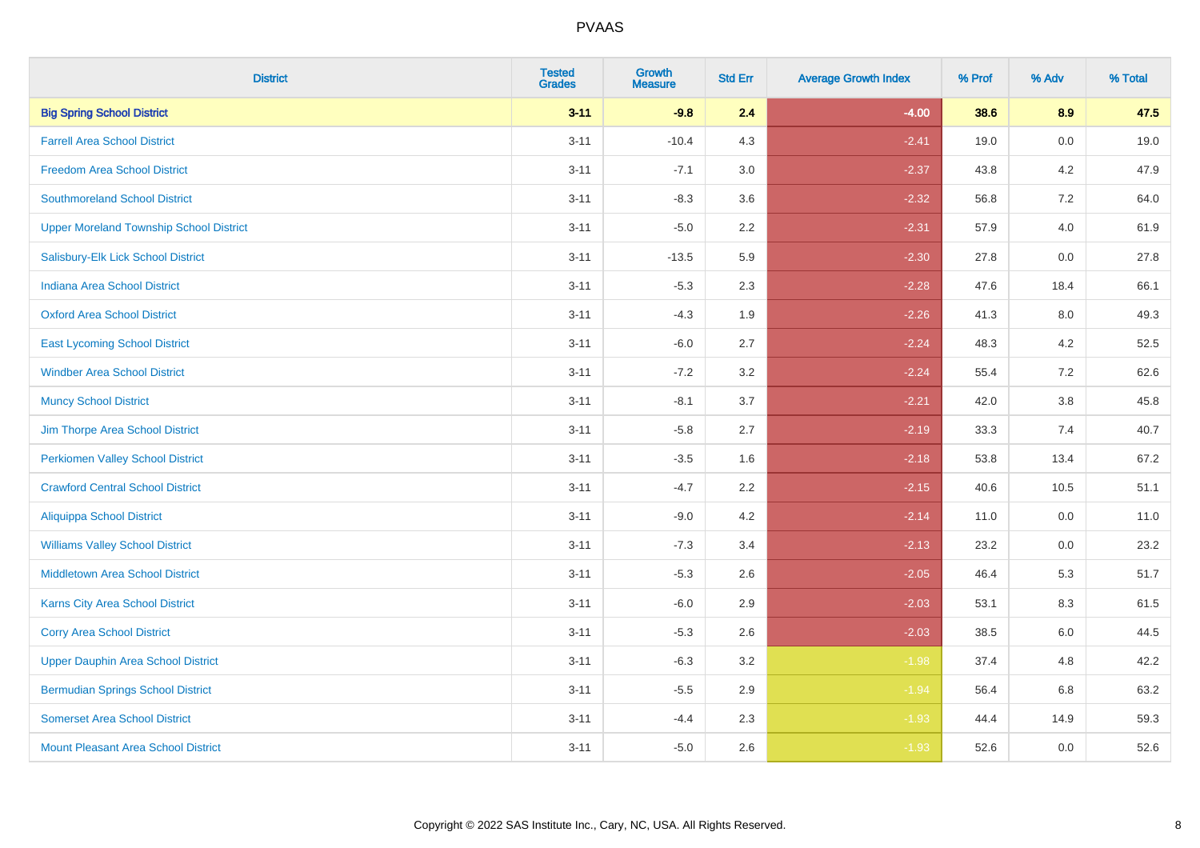| District | Tested Grades | Growth Measure | Std Err | Average Growth Index | % Prof | % Adv | % Total |
|---|---|---|---|---|---|---|---|
| **Big Spring School District** | **3-11** | **-9.8** | **2.4** | **-4.00** | **38.6** | **8.9** | **47.5** |
| Farrell Area School District | 3-11 | -10.4 | 4.3 | -2.41 | 19.0 | 0.0 | 19.0 |
| Freedom Area School District | 3-11 | -7.1 | 3.0 | -2.37 | 43.8 | 4.2 | 47.9 |
| Southmoreland School District | 3-11 | -8.3 | 3.6 | -2.32 | 56.8 | 7.2 | 64.0 |
| Upper Moreland Township School District | 3-11 | -5.0 | 2.2 | -2.31 | 57.9 | 4.0 | 61.9 |
| Salisbury-Elk Lick School District | 3-11 | -13.5 | 5.9 | -2.30 | 27.8 | 0.0 | 27.8 |
| Indiana Area School District | 3-11 | -5.3 | 2.3 | -2.28 | 47.6 | 18.4 | 66.1 |
| Oxford Area School District | 3-11 | -4.3 | 1.9 | -2.26 | 41.3 | 8.0 | 49.3 |
| East Lycoming School District | 3-11 | -6.0 | 2.7 | -2.24 | 48.3 | 4.2 | 52.5 |
| Windber Area School District | 3-11 | -7.2 | 3.2 | -2.24 | 55.4 | 7.2 | 62.6 |
| Muncy School District | 3-11 | -8.1 | 3.7 | -2.21 | 42.0 | 3.8 | 45.8 |
| Jim Thorpe Area School District | 3-11 | -5.8 | 2.7 | -2.19 | 33.3 | 7.4 | 40.7 |
| Perkiomen Valley School District | 3-11 | -3.5 | 1.6 | -2.18 | 53.8 | 13.4 | 67.2 |
| Crawford Central School District | 3-11 | -4.7 | 2.2 | -2.15 | 40.6 | 10.5 | 51.1 |
| Aliquippa School District | 3-11 | -9.0 | 4.2 | -2.14 | 11.0 | 0.0 | 11.0 |
| Williams Valley School District | 3-11 | -7.3 | 3.4 | -2.13 | 23.2 | 0.0 | 23.2 |
| Middletown Area School District | 3-11 | -5.3 | 2.6 | -2.05 | 46.4 | 5.3 | 51.7 |
| Karns City Area School District | 3-11 | -6.0 | 2.9 | -2.03 | 53.1 | 8.3 | 61.5 |
| Corry Area School District | 3-11 | -5.3 | 2.6 | -2.03 | 38.5 | 6.0 | 44.5 |
| Upper Dauphin Area School District | 3-11 | -6.3 | 3.2 | -1.98 | 37.4 | 4.8 | 42.2 |
| Bermudian Springs School District | 3-11 | -5.5 | 2.9 | -1.94 | 56.4 | 6.8 | 63.2 |
| Somerset Area School District | 3-11 | -4.4 | 2.3 | -1.93 | 44.4 | 14.9 | 59.3 |
| Mount Pleasant Area School District | 3-11 | -5.0 | 2.6 | -1.93 | 52.6 | 0.0 | 52.6 |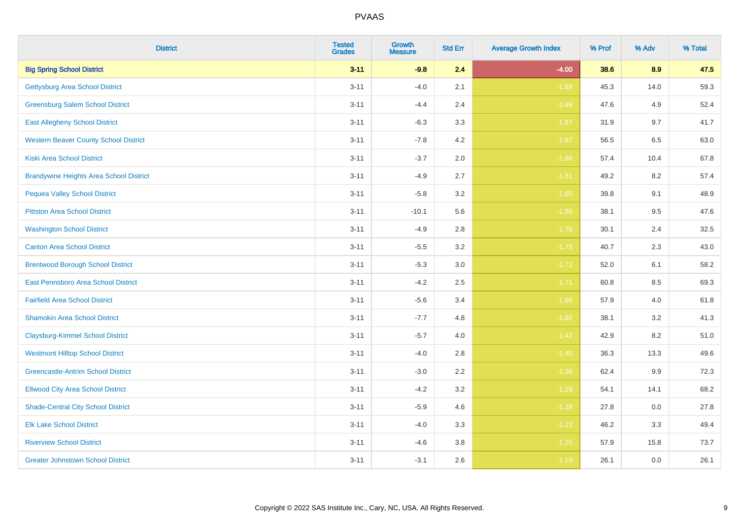| District | Tested Grades | Growth Measure | Std Err | Average Growth Index | % Prof | % Adv | % Total |
|---|---|---|---|---|---|---|---|
| **Big Spring School District** | **3-11** | **-9.8** | **2.4** | **-4.00** | **38.6** | **8.9** | **47.5** |
| Gettysburg Area School District | 3-11 | -4.0 | 2.1 | -1.89 | 45.3 | 14.0 | 59.3 |
| Greensburg Salem School District | 3-11 | -4.4 | 2.4 | -1.88 | 47.6 | 4.9 | 52.4 |
| East Allegheny School District | 3-11 | -6.3 | 3.3 | -1.87 | 31.9 | 9.7 | 41.7 |
| Western Beaver County School District | 3-11 | -7.8 | 4.2 | -1.87 | 56.5 | 6.5 | 63.0 |
| Kiski Area School District | 3-11 | -3.7 | 2.0 | -1.86 | 57.4 | 10.4 | 67.8 |
| Brandywine Heights Area School District | 3-11 | -4.9 | 2.7 | -1.81 | 49.2 | 8.2 | 57.4 |
| Pequea Valley School District | 3-11 | -5.8 | 3.2 | -1.80 | 39.8 | 9.1 | 48.9 |
| Pittston Area School District | 3-11 | -10.1 | 5.6 | -1.80 | 38.1 | 9.5 | 47.6 |
| Washington School District | 3-11 | -4.9 | 2.8 | -1.76 | 30.1 | 2.4 | 32.5 |
| Canton Area School District | 3-11 | -5.5 | 3.2 | -1.75 | 40.7 | 2.3 | 43.0 |
| Brentwood Borough School District | 3-11 | -5.3 | 3.0 | -1.72 | 52.0 | 6.1 | 58.2 |
| East Pennsboro Area School District | 3-11 | -4.2 | 2.5 | -1.71 | 60.8 | 8.5 | 69.3 |
| Fairfield Area School District | 3-11 | -5.6 | 3.4 | -1.66 | 57.9 | 4.0 | 61.8 |
| Shamokin Area School District | 3-11 | -7.7 | 4.8 | -1.60 | 38.1 | 3.2 | 41.3 |
| Claysburg-Kimmel School District | 3-11 | -5.7 | 4.0 | -1.42 | 42.9 | 8.2 | 51.0 |
| Westmont Hilltop School District | 3-11 | -4.0 | 2.8 | -1.40 | 36.3 | 13.3 | 49.6 |
| Greencastle-Antrim School District | 3-11 | -3.0 | 2.2 | -1.36 | 62.4 | 9.9 | 72.3 |
| Ellwood City Area School District | 3-11 | -4.2 | 3.2 | -1.29 | 54.1 | 14.1 | 68.2 |
| Shade-Central City School District | 3-11 | -5.9 | 4.6 | -1.28 | 27.8 | 0.0 | 27.8 |
| Elk Lake School District | 3-11 | -4.0 | 3.3 | -1.23 | 46.2 | 3.3 | 49.4 |
| Riverview School District | 3-11 | -4.6 | 3.8 | -1.20 | 57.9 | 15.8 | 73.7 |
| Greater Johnstown School District | 3-11 | -3.1 | 2.6 | -1.19 | 26.1 | 0.0 | 26.1 |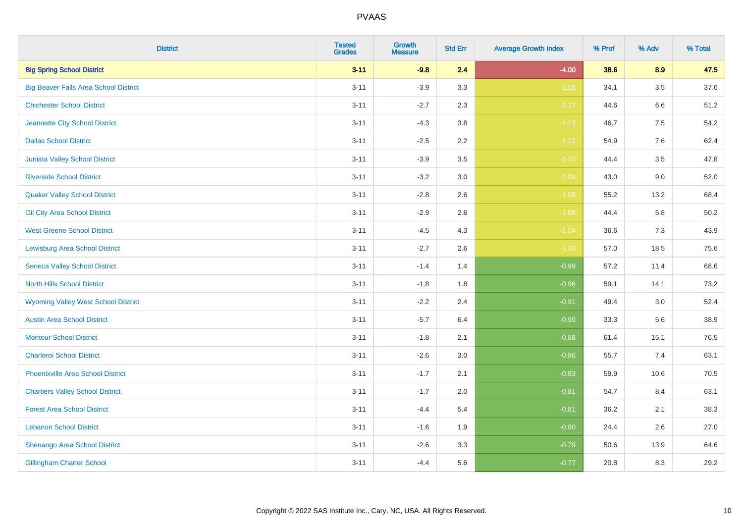| District | Tested Grades | Growth Measure | Std Err | Average Growth Index | % Prof | % Adv | % Total |
|---|---|---|---|---|---|---|---|
| **Big Spring School District** | **3-11** | **-9.8** | **2.4** | **-4.00** | **38.6** | **8.9** | **47.5** |
| Big Beaver Falls Area School District | 3-11 | -3.9 | 3.3 | -1.18 | 34.1 | 3.5 | 37.6 |
| Chichester School District | 3-11 | -2.7 | 2.3 | -1.17 | 44.6 | 6.6 | 51.2 |
| Jeannette City School District | 3-11 | -4.3 | 3.8 | -1.13 | 46.7 | 7.5 | 54.2 |
| Dallas School District | 3-11 | -2.5 | 2.2 | -1.12 | 54.9 | 7.6 | 62.4 |
| Juniata Valley School District | 3-11 | -3.9 | 3.5 | -1.10 | 44.4 | 3.5 | 47.8 |
| Riverside School District | 3-11 | -3.2 | 3.0 | -1.09 | 43.0 | 9.0 | 52.0 |
| Quaker Valley School District | 3-11 | -2.8 | 2.6 | -1.08 | 55.2 | 13.2 | 68.4 |
| Oil City Area School District | 3-11 | -2.9 | 2.6 | -1.08 | 44.4 | 5.8 | 50.2 |
| West Greene School District | 3-11 | -4.5 | 4.3 | -1.04 | 36.6 | 7.3 | 43.9 |
| Lewisburg Area School District | 3-11 | -2.7 | 2.6 | -1.03 | 57.0 | 18.5 | 75.6 |
| Seneca Valley School District | 3-11 | -1.4 | 1.4 | -0.99 | 57.2 | 11.4 | 68.6 |
| North Hills School District | 3-11 | -1.8 | 1.8 | -0.96 | 59.1 | 14.1 | 73.2 |
| Wyoming Valley West School District | 3-11 | -2.2 | 2.4 | -0.91 | 49.4 | 3.0 | 52.4 |
| Austin Area School District | 3-11 | -5.7 | 6.4 | -0.90 | 33.3 | 5.6 | 38.9 |
| Montour School District | 3-11 | -1.8 | 2.1 | -0.88 | 61.4 | 15.1 | 76.5 |
| Charleroi School District | 3-11 | -2.6 | 3.0 | -0.86 | 55.7 | 7.4 | 63.1 |
| Phoenixville Area School District | 3-11 | -1.7 | 2.1 | -0.83 | 59.9 | 10.6 | 70.5 |
| Chartiers Valley School District | 3-11 | -1.7 | 2.0 | -0.81 | 54.7 | 8.4 | 63.1 |
| Forest Area School District | 3-11 | -4.4 | 5.4 | -0.81 | 36.2 | 2.1 | 38.3 |
| Lebanon School District | 3-11 | -1.6 | 1.9 | -0.80 | 24.4 | 2.6 | 27.0 |
| Shenango Area School District | 3-11 | -2.6 | 3.3 | -0.79 | 50.6 | 13.9 | 64.6 |
| Gillingham Charter School | 3-11 | -4.4 | 5.6 | -0.77 | 20.8 | 8.3 | 29.2 |

Copyright © 2022 SAS Institute Inc., Cary, NC, USA. All Rights Reserved.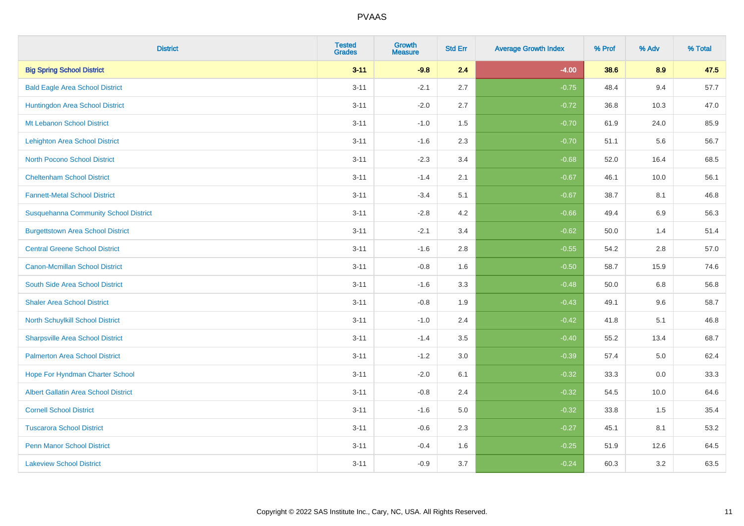# PVAAS

| District | Tested Grades | Growth Measure | Std Err | Average Growth Index | % Prof | % Adv | % Total |
|---|---|---|---|---|---|---|---|
| **Big Spring School District** | **3-11** | **-9.8** | **2.4** | **-4.00** | **38.6** | **8.9** | **47.5** |
| Bald Eagle Area School District | 3-11 | -2.1 | 2.7 | -0.75 | 48.4 | 9.4 | 57.7 |
| Huntingdon Area School District | 3-11 | -2.0 | 2.7 | -0.72 | 36.8 | 10.3 | 47.0 |
| Mt Lebanon School District | 3-11 | -1.0 | 1.5 | -0.70 | 61.9 | 24.0 | 85.9 |
| Lehighton Area School District | 3-11 | -1.6 | 2.3 | -0.70 | 51.1 | 5.6 | 56.7 |
| North Pocono School District | 3-11 | -2.3 | 3.4 | -0.68 | 52.0 | 16.4 | 68.5 |
| Cheltenham School District | 3-11 | -1.4 | 2.1 | -0.67 | 46.1 | 10.0 | 56.1 |
| Fannett-Metal School District | 3-11 | -3.4 | 5.1 | -0.67 | 38.7 | 8.1 | 46.8 |
| Susquehanna Community School District | 3-11 | -2.8 | 4.2 | -0.66 | 49.4 | 6.9 | 56.3 |
| Burgettstown Area School District | 3-11 | -2.1 | 3.4 | -0.62 | 50.0 | 1.4 | 51.4 |
| Central Greene School District | 3-11 | -1.6 | 2.8 | -0.55 | 54.2 | 2.8 | 57.0 |
| Canon-Mcmillan School District | 3-11 | -0.8 | 1.6 | -0.50 | 58.7 | 15.9 | 74.6 |
| South Side Area School District | 3-11 | -1.6 | 3.3 | -0.48 | 50.0 | 6.8 | 56.8 |
| Shaler Area School District | 3-11 | -0.8 | 1.9 | -0.43 | 49.1 | 9.6 | 58.7 |
| North Schuylkill School District | 3-11 | -1.0 | 2.4 | -0.42 | 41.8 | 5.1 | 46.8 |
| Sharpsville Area School District | 3-11 | -1.4 | 3.5 | -0.40 | 55.2 | 13.4 | 68.7 |
| Palmerton Area School District | 3-11 | -1.2 | 3.0 | -0.39 | 57.4 | 5.0 | 62.4 |
| Hope For Hyndman Charter School | 3-11 | -2.0 | 6.1 | -0.32 | 33.3 | 0.0 | 33.3 |
| Albert Gallatin Area School District | 3-11 | -0.8 | 2.4 | -0.32 | 54.5 | 10.0 | 64.6 |
| Cornell School District | 3-11 | -1.6 | 5.0 | -0.32 | 33.8 | 1.5 | 35.4 |
| Tuscarora School District | 3-11 | -0.6 | 2.3 | -0.27 | 45.1 | 8.1 | 53.2 |
| Penn Manor School District | 3-11 | -0.4 | 1.6 | -0.25 | 51.9 | 12.6 | 64.5 |
| Lakeview School District | 3-11 | -0.9 | 3.7 | -0.24 | 60.3 | 3.2 | 63.5 |

Copyright © 2022 SAS Institute Inc., Cary, NC, USA. All Rights Reserved.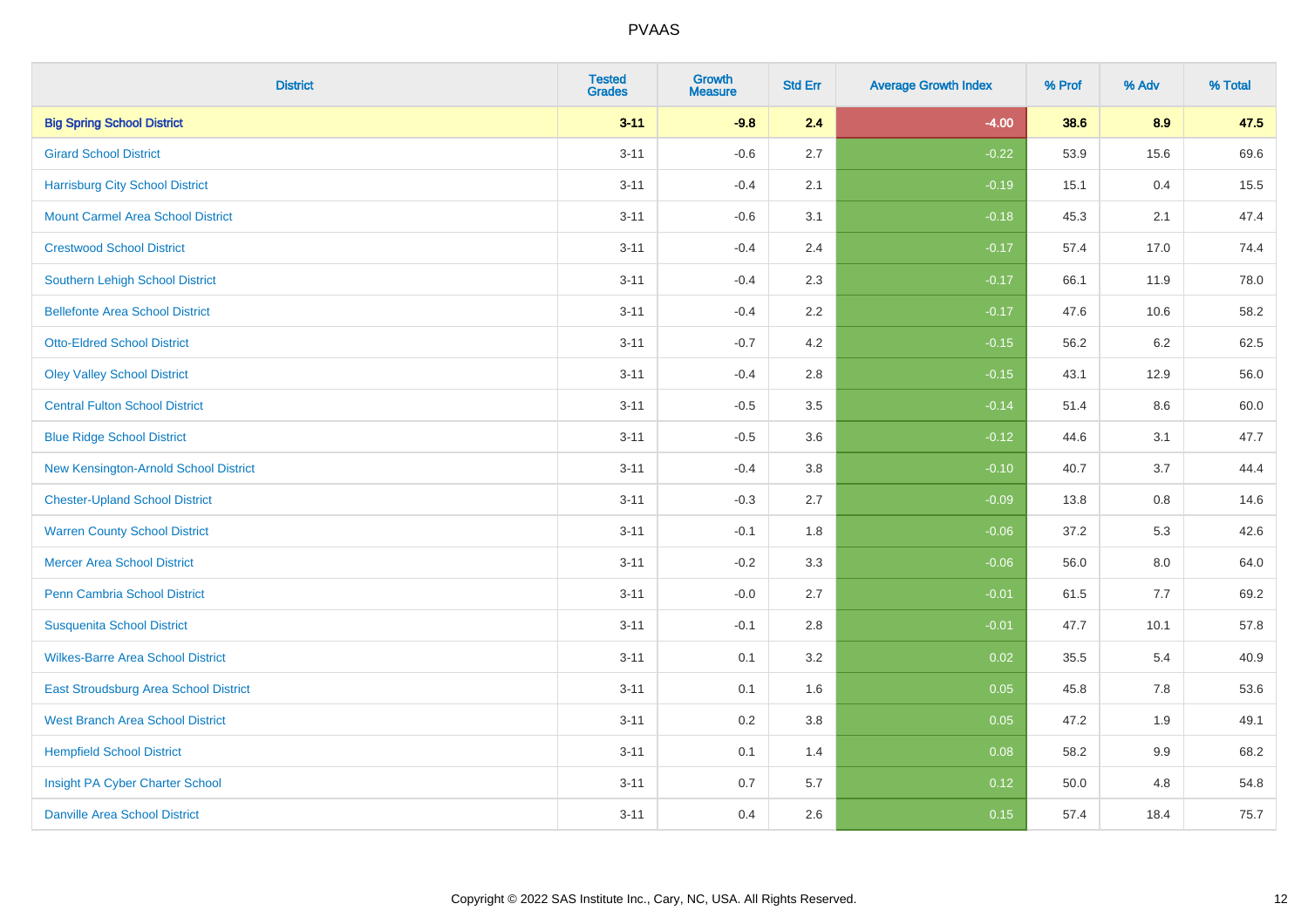| District | Tested Grades | Growth Measure | Std Err | Average Growth Index | % Prof | % Adv | % Total |
|---|---|---|---|---|---|---|---|
| **Big Spring School District** | **3-11** | **-9.8** | **2.4** | **-4.00** | **38.6** | **8.9** | **47.5** |
| Girard School District | 3-11 | -0.6 | 2.7 | -0.22 | 53.9 | 15.6 | 69.6 |
| Harrisburg City School District | 3-11 | -0.4 | 2.1 | -0.19 | 15.1 | 0.4 | 15.5 |
| Mount Carmel Area School District | 3-11 | -0.6 | 3.1 | -0.18 | 45.3 | 2.1 | 47.4 |
| Crestwood School District | 3-11 | -0.4 | 2.4 | -0.17 | 57.4 | 17.0 | 74.4 |
| Southern Lehigh School District | 3-11 | -0.4 | 2.3 | -0.17 | 66.1 | 11.9 | 78.0 |
| Bellefonte Area School District | 3-11 | -0.4 | 2.2 | -0.17 | 47.6 | 10.6 | 58.2 |
| Otto-Eldred School District | 3-11 | -0.7 | 4.2 | -0.15 | 56.2 | 6.2 | 62.5 |
| Oley Valley School District | 3-11 | -0.4 | 2.8 | -0.15 | 43.1 | 12.9 | 56.0 |
| Central Fulton School District | 3-11 | -0.5 | 3.5 | -0.14 | 51.4 | 8.6 | 60.0 |
| Blue Ridge School District | 3-11 | -0.5 | 3.6 | -0.12 | 44.6 | 3.1 | 47.7 |
| New Kensington-Arnold School District | 3-11 | -0.4 | 3.8 | -0.10 | 40.7 | 3.7 | 44.4 |
| Chester-Upland School District | 3-11 | -0.3 | 2.7 | -0.09 | 13.8 | 0.8 | 14.6 |
| Warren County School District | 3-11 | -0.1 | 1.8 | -0.06 | 37.2 | 5.3 | 42.6 |
| Mercer Area School District | 3-11 | -0.2 | 3.3 | -0.06 | 56.0 | 8.0 | 64.0 |
| Penn Cambria School District | 3-11 | -0.0 | 2.7 | -0.01 | 61.5 | 7.7 | 69.2 |
| Susquenita School District | 3-11 | -0.1 | 2.8 | -0.01 | 47.7 | 10.1 | 57.8 |
| Wilkes-Barre Area School District | 3-11 | 0.1 | 3.2 | 0.02 | 35.5 | 5.4 | 40.9 |
| East Stroudsburg Area School District | 3-11 | 0.1 | 1.6 | 0.05 | 45.8 | 7.8 | 53.6 |
| West Branch Area School District | 3-11 | 0.2 | 3.8 | 0.05 | 47.2 | 1.9 | 49.1 |
| Hempfield School District | 3-11 | 0.1 | 1.4 | 0.08 | 58.2 | 9.9 | 68.2 |
| Insight PA Cyber Charter School | 3-11 | 0.7 | 5.7 | 0.12 | 50.0 | 4.8 | 54.8 |
| Danville Area School District | 3-11 | 0.4 | 2.6 | 0.15 | 57.4 | 18.4 | 75.7 |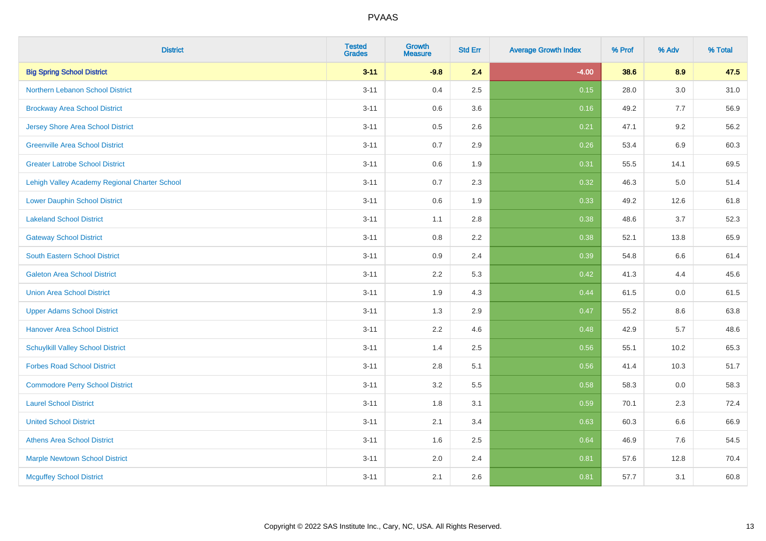| District | Tested Grades | Growth Measure | Std Err | Average Growth Index | % Prof | % Adv | % Total |
|---|---|---|---|---|---|---|---|
| **Big Spring School District** | **3-11** | **-9.8** | **2.4** | **-4.00** | **38.6** | **8.9** | **47.5** |
| Northern Lebanon School District | 3-11 | 0.4 | 2.5 | 0.15 | 28.0 | 3.0 | 31.0 |
| Brockway Area School District | 3-11 | 0.6 | 3.6 | 0.16 | 49.2 | 7.7 | 56.9 |
| Jersey Shore Area School District | 3-11 | 0.5 | 2.6 | 0.21 | 47.1 | 9.2 | 56.2 |
| Greenville Area School District | 3-11 | 0.7 | 2.9 | 0.26 | 53.4 | 6.9 | 60.3 |
| Greater Latrobe School District | 3-11 | 0.6 | 1.9 | 0.31 | 55.5 | 14.1 | 69.5 |
| Lehigh Valley Academy Regional Charter School | 3-11 | 0.7 | 2.3 | 0.32 | 46.3 | 5.0 | 51.4 |
| Lower Dauphin School District | 3-11 | 0.6 | 1.9 | 0.33 | 49.2 | 12.6 | 61.8 |
| Lakeland School District | 3-11 | 1.1 | 2.8 | 0.38 | 48.6 | 3.7 | 52.3 |
| Gateway School District | 3-11 | 0.8 | 2.2 | 0.38 | 52.1 | 13.8 | 65.9 |
| South Eastern School District | 3-11 | 0.9 | 2.4 | 0.39 | 54.8 | 6.6 | 61.4 |
| Galeton Area School District | 3-11 | 2.2 | 5.3 | 0.42 | 41.3 | 4.4 | 45.6 |
| Union Area School District | 3-11 | 1.9 | 4.3 | 0.44 | 61.5 | 0.0 | 61.5 |
| Upper Adams School District | 3-11 | 1.3 | 2.9 | 0.47 | 55.2 | 8.6 | 63.8 |
| Hanover Area School District | 3-11 | 2.2 | 4.6 | 0.48 | 42.9 | 5.7 | 48.6 |
| Schuylkill Valley School District | 3-11 | 1.4 | 2.5 | 0.56 | 55.1 | 10.2 | 65.3 |
| Forbes Road School District | 3-11 | 2.8 | 5.1 | 0.56 | 41.4 | 10.3 | 51.7 |
| Commodore Perry School District | 3-11 | 3.2 | 5.5 | 0.58 | 58.3 | 0.0 | 58.3 |
| Laurel School District | 3-11 | 1.8 | 3.1 | 0.59 | 70.1 | 2.3 | 72.4 |
| United School District | 3-11 | 2.1 | 3.4 | 0.63 | 60.3 | 6.6 | 66.9 |
| Athens Area School District | 3-11 | 1.6 | 2.5 | 0.64 | 46.9 | 7.6 | 54.5 |
| Marple Newtown School District | 3-11 | 2.0 | 2.4 | 0.81 | 57.6 | 12.8 | 70.4 |
| Mcguffey School District | 3-11 | 2.1 | 2.6 | 0.81 | 57.7 | 3.1 | 60.8 |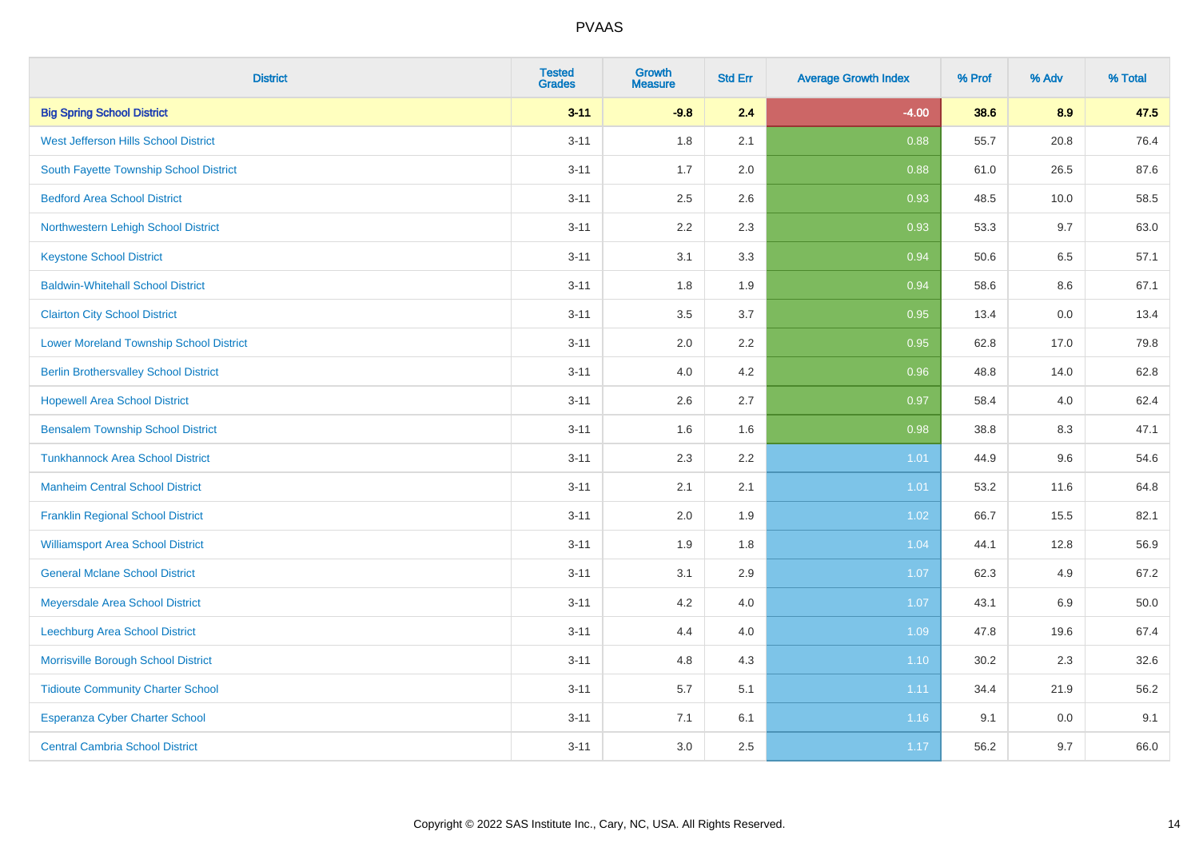# PVAAS

| District | Tested Grades | Growth Measure | Std Err | Average Growth Index | % Prof | % Adv | % Total |
|---|---|---|---|---|---|---|---|
| **Big Spring School District** | **3-11** | **-9.8** | **2.4** | **-4.00** | **38.6** | **8.9** | **47.5** |
| West Jefferson Hills School District | 3-11 | 1.8 | 2.1 | 0.88 | 55.7 | 20.8 | 76.4 |
| South Fayette Township School District | 3-11 | 1.7 | 2.0 | 0.88 | 61.0 | 26.5 | 87.6 |
| Bedford Area School District | 3-11 | 2.5 | 2.6 | 0.93 | 48.5 | 10.0 | 58.5 |
| Northwestern Lehigh School District | 3-11 | 2.2 | 2.3 | 0.93 | 53.3 | 9.7 | 63.0 |
| Keystone School District | 3-11 | 3.1 | 3.3 | 0.94 | 50.6 | 6.5 | 57.1 |
| Baldwin-Whitehall School District | 3-11 | 1.8 | 1.9 | 0.94 | 58.6 | 8.6 | 67.1 |
| Clairton City School District | 3-11 | 3.5 | 3.7 | 0.95 | 13.4 | 0.0 | 13.4 |
| Lower Moreland Township School District | 3-11 | 2.0 | 2.2 | 0.95 | 62.8 | 17.0 | 79.8 |
| Berlin Brothersvalley School District | 3-11 | 4.0 | 4.2 | 0.96 | 48.8 | 14.0 | 62.8 |
| Hopewell Area School District | 3-11 | 2.6 | 2.7 | 0.97 | 58.4 | 4.0 | 62.4 |
| Bensalem Township School District | 3-11 | 1.6 | 1.6 | 0.98 | 38.8 | 8.3 | 47.1 |
| Tunkhannock Area School District | 3-11 | 2.3 | 2.2 | 1.01 | 44.9 | 9.6 | 54.6 |
| Manheim Central School District | 3-11 | 2.1 | 2.1 | 1.01 | 53.2 | 11.6 | 64.8 |
| Franklin Regional School District | 3-11 | 2.0 | 1.9 | 1.02 | 66.7 | 15.5 | 82.1 |
| Williamsport Area School District | 3-11 | 1.9 | 1.8 | 1.04 | 44.1 | 12.8 | 56.9 |
| General Mclane School District | 3-11 | 3.1 | 2.9 | 1.07 | 62.3 | 4.9 | 67.2 |
| Meyersdale Area School District | 3-11 | 4.2 | 4.0 | 1.07 | 43.1 | 6.9 | 50.0 |
| Leechburg Area School District | 3-11 | 4.4 | 4.0 | 1.09 | 47.8 | 19.6 | 67.4 |
| Morrisville Borough School District | 3-11 | 4.8 | 4.3 | 1.10 | 30.2 | 2.3 | 32.6 |
| Tidioute Community Charter School | 3-11 | 5.7 | 5.1 | 1.11 | 34.4 | 21.9 | 56.2 |
| Esperanza Cyber Charter School | 3-11 | 7.1 | 6.1 | 1.16 | 9.1 | 0.0 | 9.1 |
| Central Cambria School District | 3-11 | 3.0 | 2.5 | 1.17 | 56.2 | 9.7 | 66.0 |

Copyright © 2022 SAS Institute Inc., Cary, NC, USA. All Rights Reserved.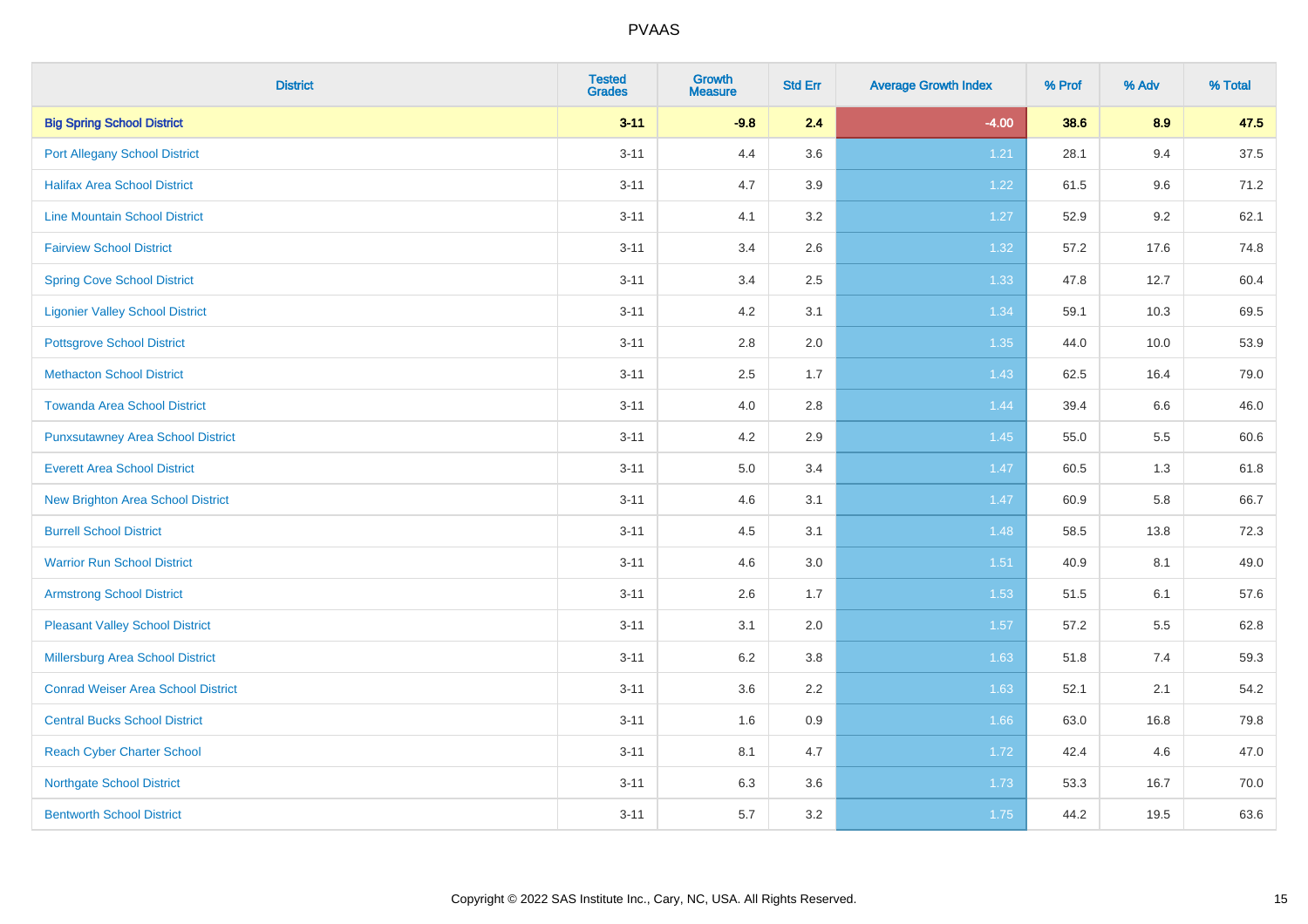# PVAAS

| District | Tested Grades | Growth Measure | Std Err | Average Growth Index | % Prof | % Adv | % Total |
|---|---|---|---|---|---|---|---|
| **Big Spring School District** | **3-11** | **-9.8** | **2.4** | **-4.00** | **38.6** | **8.9** | **47.5** |
| Port Allegany School District | 3-11 | 4.4 | 3.6 | 1.21 | 28.1 | 9.4 | 37.5 |
| Halifax Area School District | 3-11 | 4.7 | 3.9 | 1.22 | 61.5 | 9.6 | 71.2 |
| Line Mountain School District | 3-11 | 4.1 | 3.2 | 1.27 | 52.9 | 9.2 | 62.1 |
| Fairview School District | 3-11 | 3.4 | 2.6 | 1.32 | 57.2 | 17.6 | 74.8 |
| Spring Cove School District | 3-11 | 3.4 | 2.5 | 1.33 | 47.8 | 12.7 | 60.4 |
| Ligonier Valley School District | 3-11 | 4.2 | 3.1 | 1.34 | 59.1 | 10.3 | 69.5 |
| Pottsgrove School District | 3-11 | 2.8 | 2.0 | 1.35 | 44.0 | 10.0 | 53.9 |
| Methacton School District | 3-11 | 2.5 | 1.7 | 1.43 | 62.5 | 16.4 | 79.0 |
| Towanda Area School District | 3-11 | 4.0 | 2.8 | 1.44 | 39.4 | 6.6 | 46.0 |
| Punxsutawney Area School District | 3-11 | 4.2 | 2.9 | 1.45 | 55.0 | 5.5 | 60.6 |
| Everett Area School District | 3-11 | 5.0 | 3.4 | 1.47 | 60.5 | 1.3 | 61.8 |
| New Brighton Area School District | 3-11 | 4.6 | 3.1 | 1.47 | 60.9 | 5.8 | 66.7 |
| Burrell School District | 3-11 | 4.5 | 3.1 | 1.48 | 58.5 | 13.8 | 72.3 |
| Warrior Run School District | 3-11 | 4.6 | 3.0 | 1.51 | 40.9 | 8.1 | 49.0 |
| Armstrong School District | 3-11 | 2.6 | 1.7 | 1.53 | 51.5 | 6.1 | 57.6 |
| Pleasant Valley School District | 3-11 | 3.1 | 2.0 | 1.57 | 57.2 | 5.5 | 62.8 |
| Millersburg Area School District | 3-11 | 6.2 | 3.8 | 1.63 | 51.8 | 7.4 | 59.3 |
| Conrad Weiser Area School District | 3-11 | 3.6 | 2.2 | 1.63 | 52.1 | 2.1 | 54.2 |
| Central Bucks School District | 3-11 | 1.6 | 0.9 | 1.66 | 63.0 | 16.8 | 79.8 |
| Reach Cyber Charter School | 3-11 | 8.1 | 4.7 | 1.72 | 42.4 | 4.6 | 47.0 |
| Northgate School District | 3-11 | 6.3 | 3.6 | 1.73 | 53.3 | 16.7 | 70.0 |
| Bentworth School District | 3-11 | 5.7 | 3.2 | 1.75 | 44.2 | 19.5 | 63.6 |

Copyright © 2022 SAS Institute Inc., Cary, NC, USA. All Rights Reserved.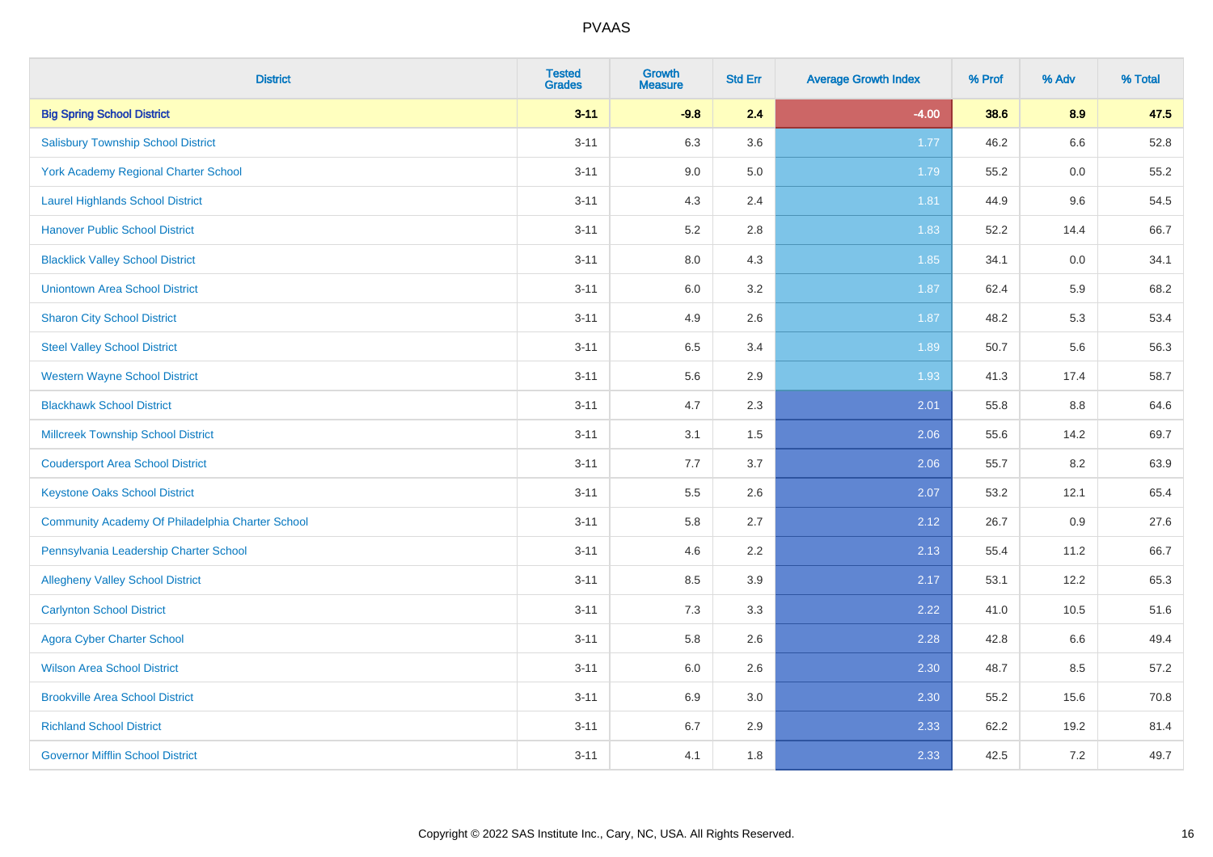# PVAAS

| District | Tested Grades | Growth Measure | Std Err | Average Growth Index | % Prof | % Adv | % Total |
|---|---|---|---|---|---|---|---|
| **Big Spring School District** | **3-11** | **-9.8** | **2.4** | **-4.00** | **38.6** | **8.9** | **47.5** |
| Salisbury Township School District | 3-11 | 6.3 | 3.6 | 1.77 | 46.2 | 6.6 | 52.8 |
| York Academy Regional Charter School | 3-11 | 9.0 | 5.0 | 1.79 | 55.2 | 0.0 | 55.2 |
| Laurel Highlands School District | 3-11 | 4.3 | 2.4 | 1.81 | 44.9 | 9.6 | 54.5 |
| Hanover Public School District | 3-11 | 5.2 | 2.8 | 1.83 | 52.2 | 14.4 | 66.7 |
| Blacklick Valley School District | 3-11 | 8.0 | 4.3 | 1.85 | 34.1 | 0.0 | 34.1 |
| Uniontown Area School District | 3-11 | 6.0 | 3.2 | 1.87 | 62.4 | 5.9 | 68.2 |
| Sharon City School District | 3-11 | 4.9 | 2.6 | 1.87 | 48.2 | 5.3 | 53.4 |
| Steel Valley School District | 3-11 | 6.5 | 3.4 | 1.89 | 50.7 | 5.6 | 56.3 |
| Western Wayne School District | 3-11 | 5.6 | 2.9 | 1.93 | 41.3 | 17.4 | 58.7 |
| Blackhawk School District | 3-11 | 4.7 | 2.3 | 2.01 | 55.8 | 8.8 | 64.6 |
| Millcreek Township School District | 3-11 | 3.1 | 1.5 | 2.06 | 55.6 | 14.2 | 69.7 |
| Coudersport Area School District | 3-11 | 7.7 | 3.7 | 2.06 | 55.7 | 8.2 | 63.9 |
| Keystone Oaks School District | 3-11 | 5.5 | 2.6 | 2.07 | 53.2 | 12.1 | 65.4 |
| Community Academy Of Philadelphia Charter School | 3-11 | 5.8 | 2.7 | 2.12 | 26.7 | 0.9 | 27.6 |
| Pennsylvania Leadership Charter School | 3-11 | 4.6 | 2.2 | 2.13 | 55.4 | 11.2 | 66.7 |
| Allegheny Valley School District | 3-11 | 8.5 | 3.9 | 2.17 | 53.1 | 12.2 | 65.3 |
| Carlynton School District | 3-11 | 7.3 | 3.3 | 2.22 | 41.0 | 10.5 | 51.6 |
| Agora Cyber Charter School | 3-11 | 5.8 | 2.6 | 2.28 | 42.8 | 6.6 | 49.4 |
| Wilson Area School District | 3-11 | 6.0 | 2.6 | 2.30 | 48.7 | 8.5 | 57.2 |
| Brookville Area School District | 3-11 | 6.9 | 3.0 | 2.30 | 55.2 | 15.6 | 70.8 |
| Richland School District | 3-11 | 6.7 | 2.9 | 2.33 | 62.2 | 19.2 | 81.4 |
| Governor Mifflin School District | 3-11 | 4.1 | 1.8 | 2.33 | 42.5 | 7.2 | 49.7 |

Copyright © 2022 SAS Institute Inc., Cary, NC, USA. All Rights Reserved.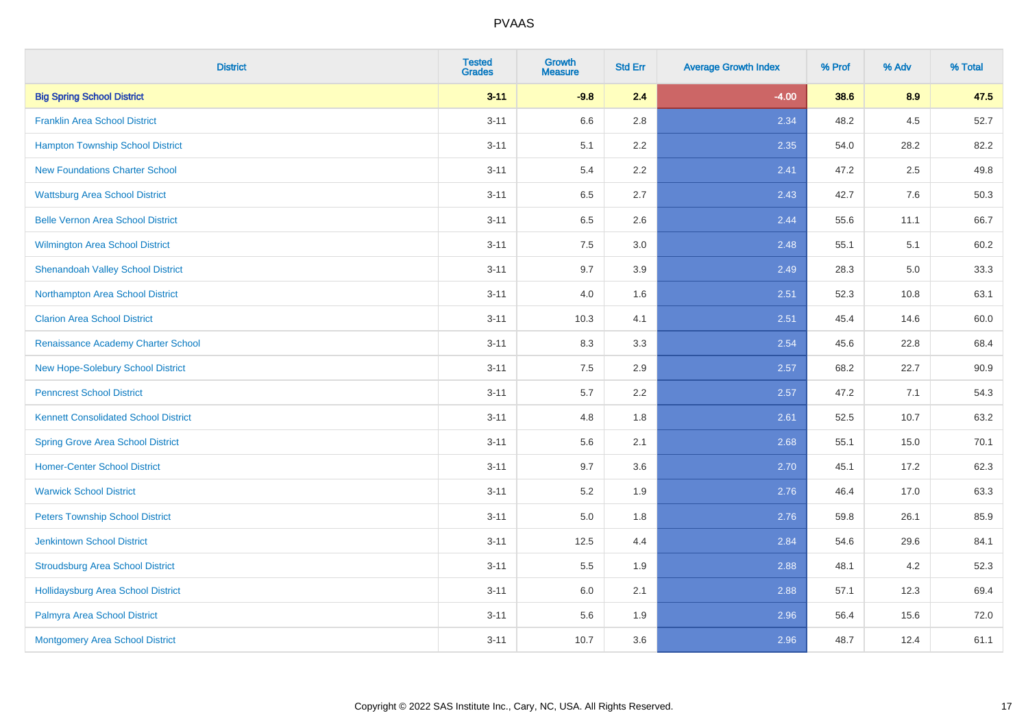PVAAS

| District | Tested Grades | Growth Measure | Std Err | Average Growth Index | % Prof | % Adv | % Total |
|---|---|---|---|---|---|---|---|
| **Big Spring School District** | **3-11** | **-9.8** | **2.4** | **-4.00** | **38.6** | **8.9** | **47.5** |
| Franklin Area School District | 3-11 | 6.6 | 2.8 | 2.34 | 48.2 | 4.5 | 52.7 |
| Hampton Township School District | 3-11 | 5.1 | 2.2 | 2.35 | 54.0 | 28.2 | 82.2 |
| New Foundations Charter School | 3-11 | 5.4 | 2.2 | 2.41 | 47.2 | 2.5 | 49.8 |
| Wattsburg Area School District | 3-11 | 6.5 | 2.7 | 2.43 | 42.7 | 7.6 | 50.3 |
| Belle Vernon Area School District | 3-11 | 6.5 | 2.6 | 2.44 | 55.6 | 11.1 | 66.7 |
| Wilmington Area School District | 3-11 | 7.5 | 3.0 | 2.48 | 55.1 | 5.1 | 60.2 |
| Shenandoah Valley School District | 3-11 | 9.7 | 3.9 | 2.49 | 28.3 | 5.0 | 33.3 |
| Northampton Area School District | 3-11 | 4.0 | 1.6 | 2.51 | 52.3 | 10.8 | 63.1 |
| Clarion Area School District | 3-11 | 10.3 | 4.1 | 2.51 | 45.4 | 14.6 | 60.0 |
| Renaissance Academy Charter School | 3-11 | 8.3 | 3.3 | 2.54 | 45.6 | 22.8 | 68.4 |
| New Hope-Solebury School District | 3-11 | 7.5 | 2.9 | 2.57 | 68.2 | 22.7 | 90.9 |
| Penncrest School District | 3-11 | 5.7 | 2.2 | 2.57 | 47.2 | 7.1 | 54.3 |
| Kennett Consolidated School District | 3-11 | 4.8 | 1.8 | 2.61 | 52.5 | 10.7 | 63.2 |
| Spring Grove Area School District | 3-11 | 5.6 | 2.1 | 2.68 | 55.1 | 15.0 | 70.1 |
| Homer-Center School District | 3-11 | 9.7 | 3.6 | 2.70 | 45.1 | 17.2 | 62.3 |
| Warwick School District | 3-11 | 5.2 | 1.9 | 2.76 | 46.4 | 17.0 | 63.3 |
| Peters Township School District | 3-11 | 5.0 | 1.8 | 2.76 | 59.8 | 26.1 | 85.9 |
| Jenkintown School District | 3-11 | 12.5 | 4.4 | 2.84 | 54.6 | 29.6 | 84.1 |
| Stroudsburg Area School District | 3-11 | 5.5 | 1.9 | 2.88 | 48.1 | 4.2 | 52.3 |
| Hollidaysburg Area School District | 3-11 | 6.0 | 2.1 | 2.88 | 57.1 | 12.3 | 69.4 |
| Palmyra Area School District | 3-11 | 5.6 | 1.9 | 2.96 | 56.4 | 15.6 | 72.0 |
| Montgomery Area School District | 3-11 | 10.7 | 3.6 | 2.96 | 48.7 | 12.4 | 61.1 |

Copyright © 2022 SAS Institute Inc., Cary, NC, USA. All Rights Reserved.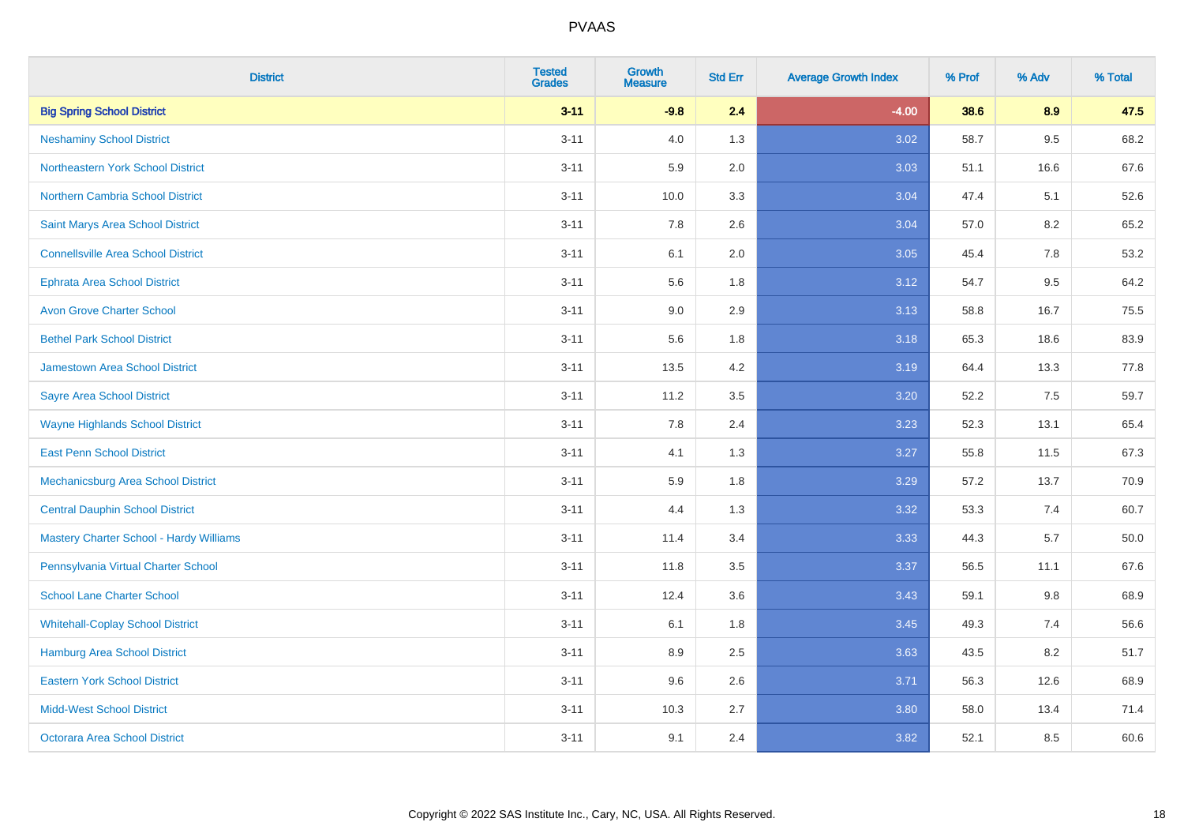# PVAAS

| District | Tested Grades | Growth Measure | Std Err | Average Growth Index | % Prof | % Adv | % Total |
|---|---|---|---|---|---|---|---|
| **Big Spring School District** | **3-11** | **-9.8** | **2.4** | **-4.00** | **38.6** | **8.9** | **47.5** |
| Neshaminy School District | 3-11 | 4.0 | 1.3 | 3.02 | 58.7 | 9.5 | 68.2 |
| Northeastern York School District | 3-11 | 5.9 | 2.0 | 3.03 | 51.1 | 16.6 | 67.6 |
| Northern Cambria School District | 3-11 | 10.0 | 3.3 | 3.04 | 47.4 | 5.1 | 52.6 |
| Saint Marys Area School District | 3-11 | 7.8 | 2.6 | 3.04 | 57.0 | 8.2 | 65.2 |
| Connellsville Area School District | 3-11 | 6.1 | 2.0 | 3.05 | 45.4 | 7.8 | 53.2 |
| Ephrata Area School District | 3-11 | 5.6 | 1.8 | 3.12 | 54.7 | 9.5 | 64.2 |
| Avon Grove Charter School | 3-11 | 9.0 | 2.9 | 3.13 | 58.8 | 16.7 | 75.5 |
| Bethel Park School District | 3-11 | 5.6 | 1.8 | 3.18 | 65.3 | 18.6 | 83.9 |
| Jamestown Area School District | 3-11 | 13.5 | 4.2 | 3.19 | 64.4 | 13.3 | 77.8 |
| Sayre Area School District | 3-11 | 11.2 | 3.5 | 3.20 | 52.2 | 7.5 | 59.7 |
| Wayne Highlands School District | 3-11 | 7.8 | 2.4 | 3.23 | 52.3 | 13.1 | 65.4 |
| East Penn School District | 3-11 | 4.1 | 1.3 | 3.27 | 55.8 | 11.5 | 67.3 |
| Mechanicsburg Area School District | 3-11 | 5.9 | 1.8 | 3.29 | 57.2 | 13.7 | 70.9 |
| Central Dauphin School District | 3-11 | 4.4 | 1.3 | 3.32 | 53.3 | 7.4 | 60.7 |
| Mastery Charter School - Hardy Williams | 3-11 | 11.4 | 3.4 | 3.33 | 44.3 | 5.7 | 50.0 |
| Pennsylvania Virtual Charter School | 3-11 | 11.8 | 3.5 | 3.37 | 56.5 | 11.1 | 67.6 |
| School Lane Charter School | 3-11 | 12.4 | 3.6 | 3.43 | 59.1 | 9.8 | 68.9 |
| Whitehall-Coplay School District | 3-11 | 6.1 | 1.8 | 3.45 | 49.3 | 7.4 | 56.6 |
| Hamburg Area School District | 3-11 | 8.9 | 2.5 | 3.63 | 43.5 | 8.2 | 51.7 |
| Eastern York School District | 3-11 | 9.6 | 2.6 | 3.71 | 56.3 | 12.6 | 68.9 |
| Midd-West School District | 3-11 | 10.3 | 2.7 | 3.80 | 58.0 | 13.4 | 71.4 |
| Octorara Area School District | 3-11 | 9.1 | 2.4 | 3.82 | 52.1 | 8.5 | 60.6 |

Copyright © 2022 SAS Institute Inc., Cary, NC, USA. All Rights Reserved.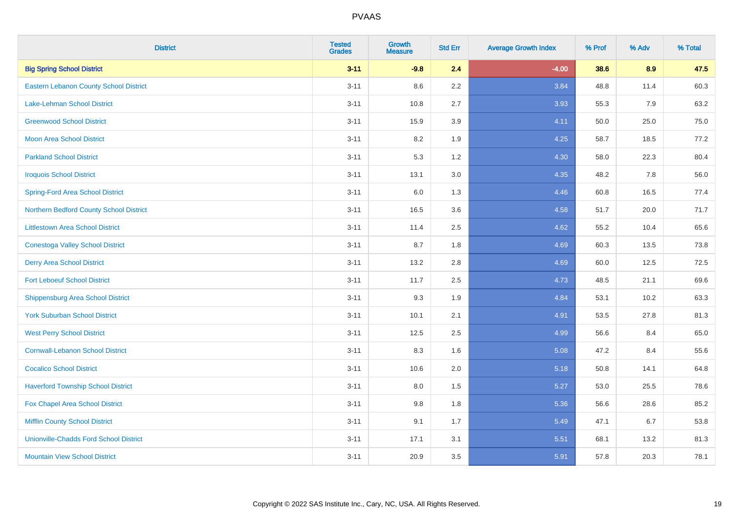# PVAAS

| District | Tested Grades | Growth Measure | Std Err | Average Growth Index | % Prof | % Adv | % Total |
|---|---|---|---|---|---|---|---|
| **Big Spring School District** | **3-11** | **-9.8** | **2.4** | **-4.00** | **38.6** | **8.9** | **47.5** |
| Eastern Lebanon County School District | 3-11 | 8.6 | 2.2 | 3.84 | 48.8 | 11.4 | 60.3 |
| Lake-Lehman School District | 3-11 | 10.8 | 2.7 | 3.93 | 55.3 | 7.9 | 63.2 |
| Greenwood School District | 3-11 | 15.9 | 3.9 | 4.11 | 50.0 | 25.0 | 75.0 |
| Moon Area School District | 3-11 | 8.2 | 1.9 | 4.25 | 58.7 | 18.5 | 77.2 |
| Parkland School District | 3-11 | 5.3 | 1.2 | 4.30 | 58.0 | 22.3 | 80.4 |
| Iroquois School District | 3-11 | 13.1 | 3.0 | 4.35 | 48.2 | 7.8 | 56.0 |
| Spring-Ford Area School District | 3-11 | 6.0 | 1.3 | 4.46 | 60.8 | 16.5 | 77.4 |
| Northern Bedford County School District | 3-11 | 16.5 | 3.6 | 4.58 | 51.7 | 20.0 | 71.7 |
| Littlestown Area School District | 3-11 | 11.4 | 2.5 | 4.62 | 55.2 | 10.4 | 65.6 |
| Conestoga Valley School District | 3-11 | 8.7 | 1.8 | 4.69 | 60.3 | 13.5 | 73.8 |
| Derry Area School District | 3-11 | 13.2 | 2.8 | 4.69 | 60.0 | 12.5 | 72.5 |
| Fort Leboeuf School District | 3-11 | 11.7 | 2.5 | 4.73 | 48.5 | 21.1 | 69.6 |
| Shippensburg Area School District | 3-11 | 9.3 | 1.9 | 4.84 | 53.1 | 10.2 | 63.3 |
| York Suburban School District | 3-11 | 10.1 | 2.1 | 4.91 | 53.5 | 27.8 | 81.3 |
| West Perry School District | 3-11 | 12.5 | 2.5 | 4.99 | 56.6 | 8.4 | 65.0 |
| Cornwall-Lebanon School District | 3-11 | 8.3 | 1.6 | 5.08 | 47.2 | 8.4 | 55.6 |
| Cocalico School District | 3-11 | 10.6 | 2.0 | 5.18 | 50.8 | 14.1 | 64.8 |
| Haverford Township School District | 3-11 | 8.0 | 1.5 | 5.27 | 53.0 | 25.5 | 78.6 |
| Fox Chapel Area School District | 3-11 | 9.8 | 1.8 | 5.36 | 56.6 | 28.6 | 85.2 |
| Mifflin County School District | 3-11 | 9.1 | 1.7 | 5.49 | 47.1 | 6.7 | 53.8 |
| Unionville-Chadds Ford School District | 3-11 | 17.1 | 3.1 | 5.51 | 68.1 | 13.2 | 81.3 |
| Mountain View School District | 3-11 | 20.9 | 3.5 | 5.91 | 57.8 | 20.3 | 78.1 |

Copyright © 2022 SAS Institute Inc., Cary, NC, USA. All Rights Reserved.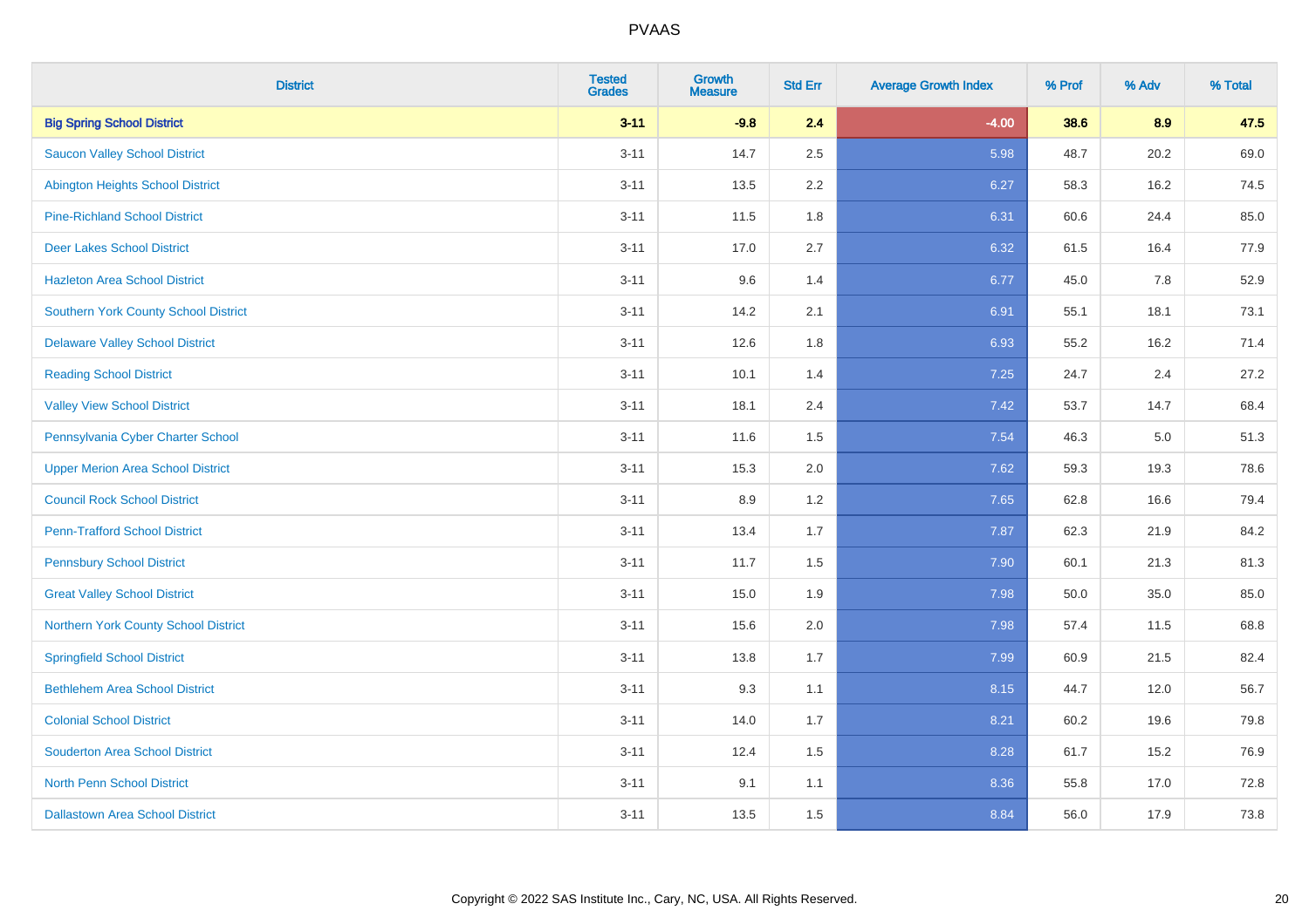| District | Tested Grades | Growth Measure | Std Err | Average Growth Index | % Prof | % Adv | % Total |
|---|---|---|---|---|---|---|---|
| **Big Spring School District** | **3-11** | **-9.8** | **2.4** | **-4.00** | **38.6** | **8.9** | **47.5** |
| Saucon Valley School District | 3-11 | 14.7 | 2.5 | 5.98 | 48.7 | 20.2 | 69.0 |
| Abington Heights School District | 3-11 | 13.5 | 2.2 | 6.27 | 58.3 | 16.2 | 74.5 |
| Pine-Richland School District | 3-11 | 11.5 | 1.8 | 6.31 | 60.6 | 24.4 | 85.0 |
| Deer Lakes School District | 3-11 | 17.0 | 2.7 | 6.32 | 61.5 | 16.4 | 77.9 |
| Hazleton Area School District | 3-11 | 9.6 | 1.4 | 6.77 | 45.0 | 7.8 | 52.9 |
| Southern York County School District | 3-11 | 14.2 | 2.1 | 6.91 | 55.1 | 18.1 | 73.1 |
| Delaware Valley School District | 3-11 | 12.6 | 1.8 | 6.93 | 55.2 | 16.2 | 71.4 |
| Reading School District | 3-11 | 10.1 | 1.4 | 7.25 | 24.7 | 2.4 | 27.2 |
| Valley View School District | 3-11 | 18.1 | 2.4 | 7.42 | 53.7 | 14.7 | 68.4 |
| Pennsylvania Cyber Charter School | 3-11 | 11.6 | 1.5 | 7.54 | 46.3 | 5.0 | 51.3 |
| Upper Merion Area School District | 3-11 | 15.3 | 2.0 | 7.62 | 59.3 | 19.3 | 78.6 |
| Council Rock School District | 3-11 | 8.9 | 1.2 | 7.65 | 62.8 | 16.6 | 79.4 |
| Penn-Trafford School District | 3-11 | 13.4 | 1.7 | 7.87 | 62.3 | 21.9 | 84.2 |
| Pennsbury School District | 3-11 | 11.7 | 1.5 | 7.90 | 60.1 | 21.3 | 81.3 |
| Great Valley School District | 3-11 | 15.0 | 1.9 | 7.98 | 50.0 | 35.0 | 85.0 |
| Northern York County School District | 3-11 | 15.6 | 2.0 | 7.98 | 57.4 | 11.5 | 68.8 |
| Springfield School District | 3-11 | 13.8 | 1.7 | 7.99 | 60.9 | 21.5 | 82.4 |
| Bethlehem Area School District | 3-11 | 9.3 | 1.1 | 8.15 | 44.7 | 12.0 | 56.7 |
| Colonial School District | 3-11 | 14.0 | 1.7 | 8.21 | 60.2 | 19.6 | 79.8 |
| Souderton Area School District | 3-11 | 12.4 | 1.5 | 8.28 | 61.7 | 15.2 | 76.9 |
| North Penn School District | 3-11 | 9.1 | 1.1 | 8.36 | 55.8 | 17.0 | 72.8 |
| Dallastown Area School District | 3-11 | 13.5 | 1.5 | 8.84 | 56.0 | 17.9 | 73.8 |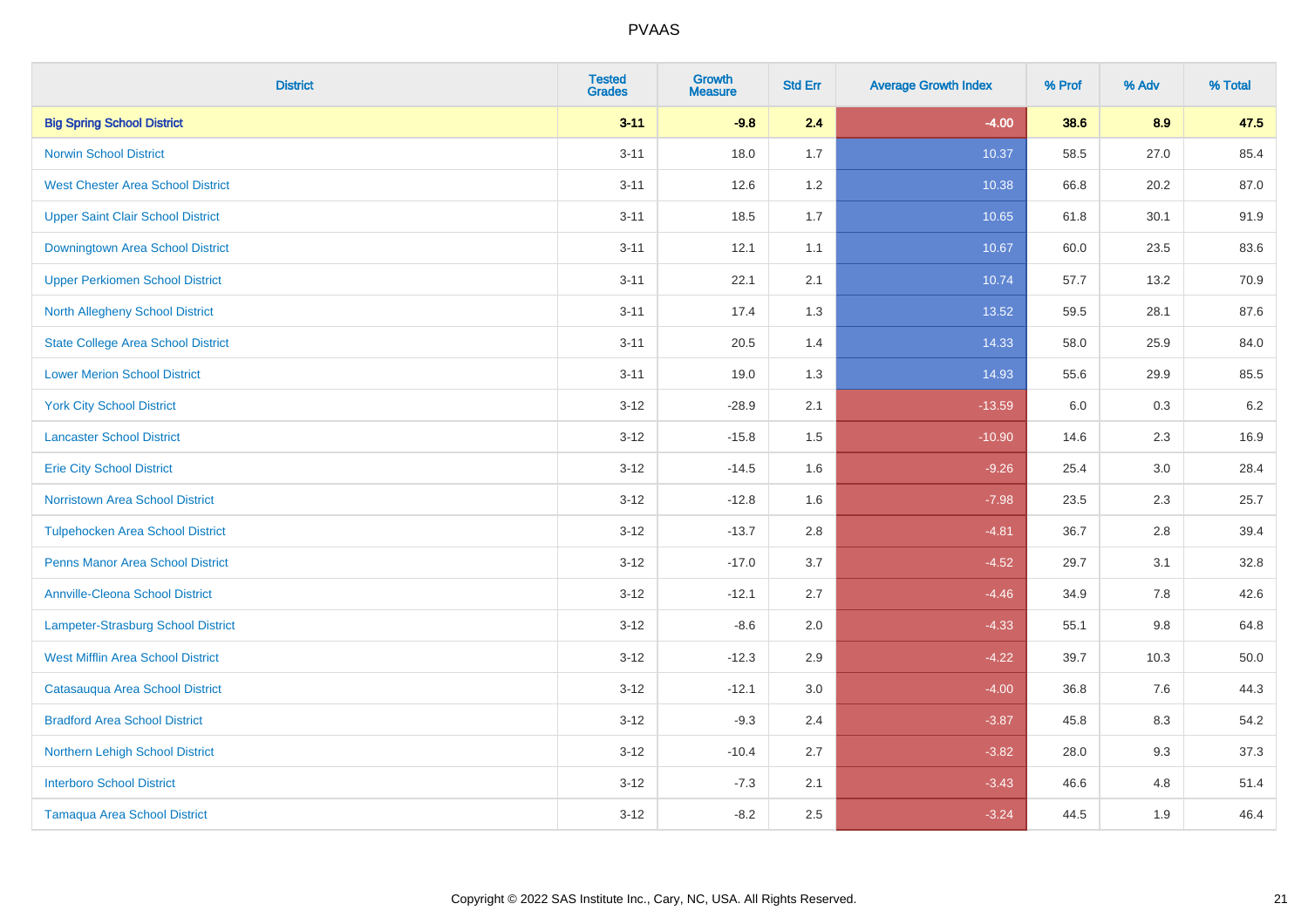# PVAAS

| District | Tested Grades | Growth Measure | Std Err | Average Growth Index | % Prof | % Adv | % Total |
|---|---|---|---|---|---|---|---|
| **Big Spring School District** | **3-11** | **-9.8** | **2.4** | **-4.00** | **38.6** | **8.9** | **47.5** |
| Norwin School District | 3-11 | 18.0 | 1.7 | 10.37 | 58.5 | 27.0 | 85.4 |
| West Chester Area School District | 3-11 | 12.6 | 1.2 | 10.38 | 66.8 | 20.2 | 87.0 |
| Upper Saint Clair School District | 3-11 | 18.5 | 1.7 | 10.65 | 61.8 | 30.1 | 91.9 |
| Downingtown Area School District | 3-11 | 12.1 | 1.1 | 10.67 | 60.0 | 23.5 | 83.6 |
| Upper Perkiomen School District | 3-11 | 22.1 | 2.1 | 10.74 | 57.7 | 13.2 | 70.9 |
| North Allegheny School District | 3-11 | 17.4 | 1.3 | 13.52 | 59.5 | 28.1 | 87.6 |
| State College Area School District | 3-11 | 20.5 | 1.4 | 14.33 | 58.0 | 25.9 | 84.0 |
| Lower Merion School District | 3-11 | 19.0 | 1.3 | 14.93 | 55.6 | 29.9 | 85.5 |
| York City School District | 3-12 | -28.9 | 2.1 | -13.59 | 6.0 | 0.3 | 6.2 |
| Lancaster School District | 3-12 | -15.8 | 1.5 | -10.90 | 14.6 | 2.3 | 16.9 |
| Erie City School District | 3-12 | -14.5 | 1.6 | -9.26 | 25.4 | 3.0 | 28.4 |
| Norristown Area School District | 3-12 | -12.8 | 1.6 | -7.98 | 23.5 | 2.3 | 25.7 |
| Tulpehocken Area School District | 3-12 | -13.7 | 2.8 | -4.81 | 36.7 | 2.8 | 39.4 |
| Penns Manor Area School District | 3-12 | -17.0 | 3.7 | -4.52 | 29.7 | 3.1 | 32.8 |
| Annville-Cleona School District | 3-12 | -12.1 | 2.7 | -4.46 | 34.9 | 7.8 | 42.6 |
| Lampeter-Strasburg School District | 3-12 | -8.6 | 2.0 | -4.33 | 55.1 | 9.8 | 64.8 |
| West Mifflin Area School District | 3-12 | -12.3 | 2.9 | -4.22 | 39.7 | 10.3 | 50.0 |
| Catasauqua Area School District | 3-12 | -12.1 | 3.0 | -4.00 | 36.8 | 7.6 | 44.3 |
| Bradford Area School District | 3-12 | -9.3 | 2.4 | -3.87 | 45.8 | 8.3 | 54.2 |
| Northern Lehigh School District | 3-12 | -10.4 | 2.7 | -3.82 | 28.0 | 9.3 | 37.3 |
| Interboro School District | 3-12 | -7.3 | 2.1 | -3.43 | 46.6 | 4.8 | 51.4 |
| Tamaqua Area School District | 3-12 | -8.2 | 2.5 | -3.24 | 44.5 | 1.9 | 46.4 |

Copyright © 2022 SAS Institute Inc., Cary, NC, USA. All Rights Reserved.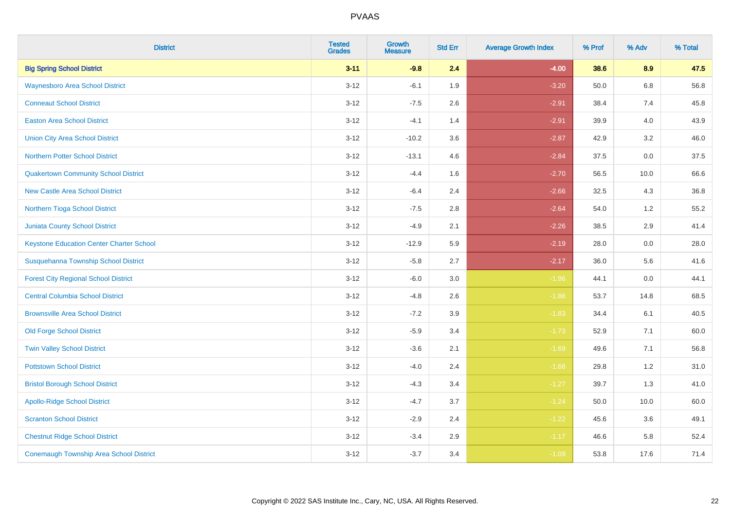| District | Tested Grades | Growth Measure | Std Err | Average Growth Index | % Prof | % Adv | % Total |
|---|---|---|---|---|---|---|---|
| **Big Spring School District** | **3-11** | **-9.8** | **2.4** | **-4.00** | **38.6** | **8.9** | **47.5** |
| Waynesboro Area School District | 3-12 | -6.1 | 1.9 | -3.20 | 50.0 | 6.8 | 56.8 |
| Conneaut School District | 3-12 | -7.5 | 2.6 | -2.91 | 38.4 | 7.4 | 45.8 |
| Easton Area School District | 3-12 | -4.1 | 1.4 | -2.91 | 39.9 | 4.0 | 43.9 |
| Union City Area School District | 3-12 | -10.2 | 3.6 | -2.87 | 42.9 | 3.2 | 46.0 |
| Northern Potter School District | 3-12 | -13.1 | 4.6 | -2.84 | 37.5 | 0.0 | 37.5 |
| Quakertown Community School District | 3-12 | -4.4 | 1.6 | -2.70 | 56.5 | 10.0 | 66.6 |
| New Castle Area School District | 3-12 | -6.4 | 2.4 | -2.66 | 32.5 | 4.3 | 36.8 |
| Northern Tioga School District | 3-12 | -7.5 | 2.8 | -2.64 | 54.0 | 1.2 | 55.2 |
| Juniata County School District | 3-12 | -4.9 | 2.1 | -2.26 | 38.5 | 2.9 | 41.4 |
| Keystone Education Center Charter School | 3-12 | -12.9 | 5.9 | -2.19 | 28.0 | 0.0 | 28.0 |
| Susquehanna Township School District | 3-12 | -5.8 | 2.7 | -2.17 | 36.0 | 5.6 | 41.6 |
| Forest City Regional School District | 3-12 | -6.0 | 3.0 | -1.96 | 44.1 | 0.0 | 44.1 |
| Central Columbia School District | 3-12 | -4.8 | 2.6 | -1.86 | 53.7 | 14.8 | 68.5 |
| Brownsville Area School District | 3-12 | -7.2 | 3.9 | -1.83 | 34.4 | 6.1 | 40.5 |
| Old Forge School District | 3-12 | -5.9 | 3.4 | -1.73 | 52.9 | 7.1 | 60.0 |
| Twin Valley School District | 3-12 | -3.6 | 2.1 | -1.69 | 49.6 | 7.1 | 56.8 |
| Pottstown School District | 3-12 | -4.0 | 2.4 | -1.68 | 29.8 | 1.2 | 31.0 |
| Bristol Borough School District | 3-12 | -4.3 | 3.4 | -1.27 | 39.7 | 1.3 | 41.0 |
| Apollo-Ridge School District | 3-12 | -4.7 | 3.7 | -1.24 | 50.0 | 10.0 | 60.0 |
| Scranton School District | 3-12 | -2.9 | 2.4 | -1.22 | 45.6 | 3.6 | 49.1 |
| Chestnut Ridge School District | 3-12 | -3.4 | 2.9 | -1.17 | 46.6 | 5.8 | 52.4 |
| Conemaugh Township Area School District | 3-12 | -3.7 | 3.4 | -1.09 | 53.8 | 17.6 | 71.4 |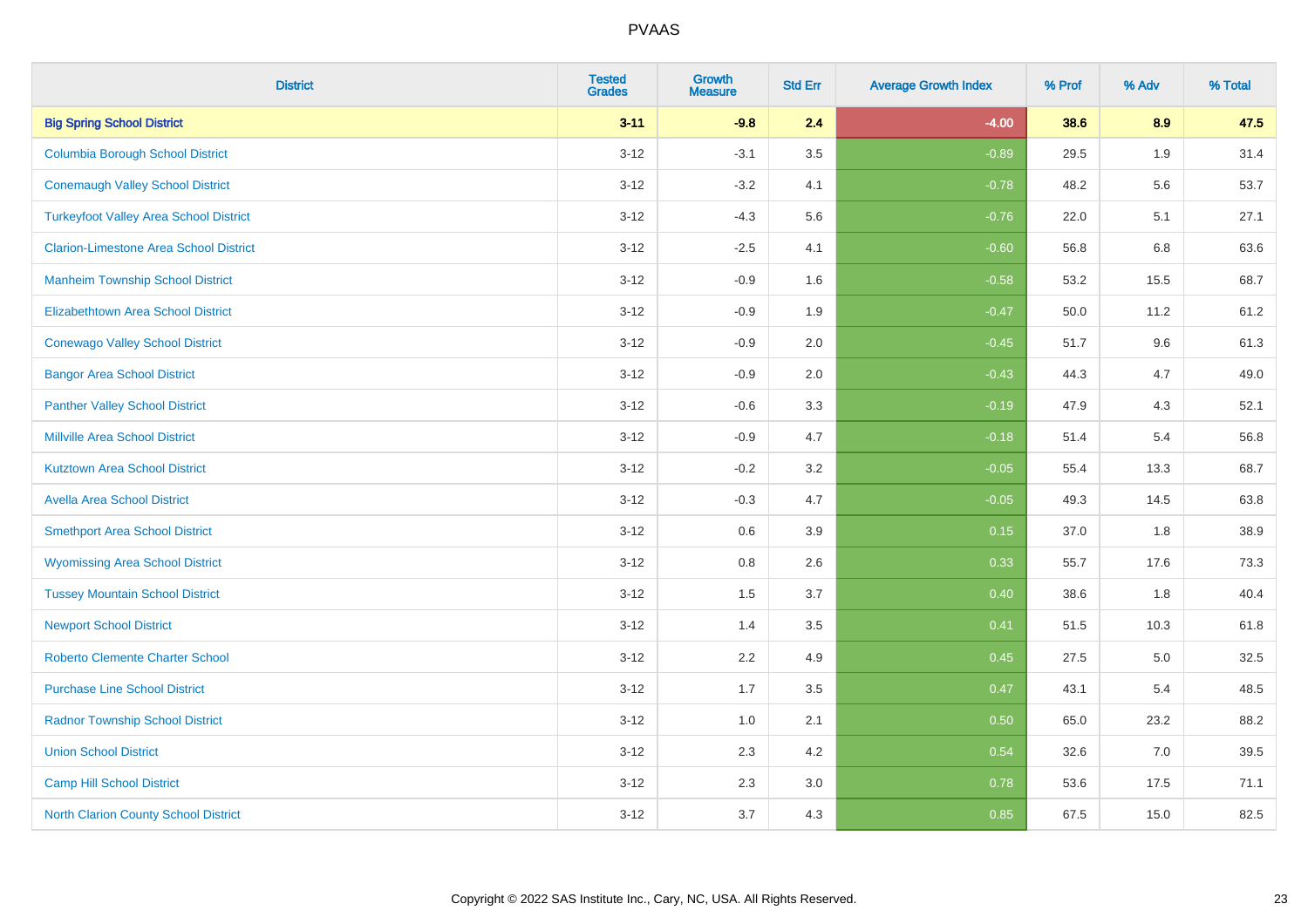| District | Tested Grades | Growth Measure | Std Err | Average Growth Index | % Prof | % Adv | % Total |
|---|---|---|---|---|---|---|---|
| **Big Spring School District** | **3-11** | **-9.8** | **2.4** | **-4.00** | **38.6** | **8.9** | **47.5** |
| Columbia Borough School District | 3-12 | -3.1 | 3.5 | -0.89 | 29.5 | 1.9 | 31.4 |
| Conemaugh Valley School District | 3-12 | -3.2 | 4.1 | -0.78 | 48.2 | 5.6 | 53.7 |
| Turkeyfoot Valley Area School District | 3-12 | -4.3 | 5.6 | -0.76 | 22.0 | 5.1 | 27.1 |
| Clarion-Limestone Area School District | 3-12 | -2.5 | 4.1 | -0.60 | 56.8 | 6.8 | 63.6 |
| Manheim Township School District | 3-12 | -0.9 | 1.6 | -0.58 | 53.2 | 15.5 | 68.7 |
| Elizabethtown Area School District | 3-12 | -0.9 | 1.9 | -0.47 | 50.0 | 11.2 | 61.2 |
| Conewago Valley School District | 3-12 | -0.9 | 2.0 | -0.45 | 51.7 | 9.6 | 61.3 |
| Bangor Area School District | 3-12 | -0.9 | 2.0 | -0.43 | 44.3 | 4.7 | 49.0 |
| Panther Valley School District | 3-12 | -0.6 | 3.3 | -0.19 | 47.9 | 4.3 | 52.1 |
| Millville Area School District | 3-12 | -0.9 | 4.7 | -0.18 | 51.4 | 5.4 | 56.8 |
| Kutztown Area School District | 3-12 | -0.2 | 3.2 | -0.05 | 55.4 | 13.3 | 68.7 |
| Avella Area School District | 3-12 | -0.3 | 4.7 | -0.05 | 49.3 | 14.5 | 63.8 |
| Smethport Area School District | 3-12 | 0.6 | 3.9 | 0.15 | 37.0 | 1.8 | 38.9 |
| Wyomissing Area School District | 3-12 | 0.8 | 2.6 | 0.33 | 55.7 | 17.6 | 73.3 |
| Tussey Mountain School District | 3-12 | 1.5 | 3.7 | 0.40 | 38.6 | 1.8 | 40.4 |
| Newport School District | 3-12 | 1.4 | 3.5 | 0.41 | 51.5 | 10.3 | 61.8 |
| Roberto Clemente Charter School | 3-12 | 2.2 | 4.9 | 0.45 | 27.5 | 5.0 | 32.5 |
| Purchase Line School District | 3-12 | 1.7 | 3.5 | 0.47 | 43.1 | 5.4 | 48.5 |
| Radnor Township School District | 3-12 | 1.0 | 2.1 | 0.50 | 65.0 | 23.2 | 88.2 |
| Union School District | 3-12 | 2.3 | 4.2 | 0.54 | 32.6 | 7.0 | 39.5 |
| Camp Hill School District | 3-12 | 2.3 | 3.0 | 0.78 | 53.6 | 17.5 | 71.1 |
| North Clarion County School District | 3-12 | 3.7 | 4.3 | 0.85 | 67.5 | 15.0 | 82.5 |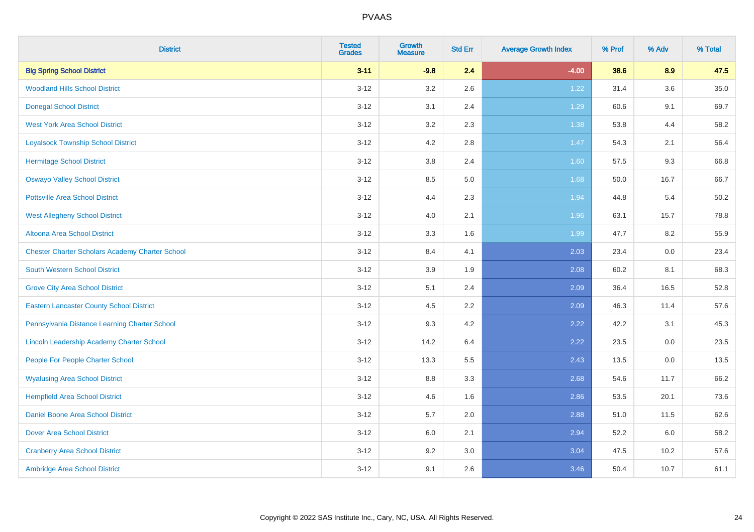| District | Tested Grades | Growth Measure | Std Err | Average Growth Index | % Prof | % Adv | % Total |
|---|---|---|---|---|---|---|---|
| **Big Spring School District** | **3-11** | **-9.8** | **2.4** | **-4.00** | **38.6** | **8.9** | **47.5** |
| Woodland Hills School District | 3-12 | 3.2 | 2.6 | 1.22 | 31.4 | 3.6 | 35.0 |
| Donegal School District | 3-12 | 3.1 | 2.4 | 1.29 | 60.6 | 9.1 | 69.7 |
| West York Area School District | 3-12 | 3.2 | 2.3 | 1.38 | 53.8 | 4.4 | 58.2 |
| Loyalsock Township School District | 3-12 | 4.2 | 2.8 | 1.47 | 54.3 | 2.1 | 56.4 |
| Hermitage School District | 3-12 | 3.8 | 2.4 | 1.60 | 57.5 | 9.3 | 66.8 |
| Oswayo Valley School District | 3-12 | 8.5 | 5.0 | 1.68 | 50.0 | 16.7 | 66.7 |
| Pottsville Area School District | 3-12 | 4.4 | 2.3 | 1.94 | 44.8 | 5.4 | 50.2 |
| West Allegheny School District | 3-12 | 4.0 | 2.1 | 1.96 | 63.1 | 15.7 | 78.8 |
| Altoona Area School District | 3-12 | 3.3 | 1.6 | 1.99 | 47.7 | 8.2 | 55.9 |
| Chester Charter Scholars Academy Charter School | 3-12 | 8.4 | 4.1 | 2.03 | 23.4 | 0.0 | 23.4 |
| South Western School District | 3-12 | 3.9 | 1.9 | 2.08 | 60.2 | 8.1 | 68.3 |
| Grove City Area School District | 3-12 | 5.1 | 2.4 | 2.09 | 36.4 | 16.5 | 52.8 |
| Eastern Lancaster County School District | 3-12 | 4.5 | 2.2 | 2.09 | 46.3 | 11.4 | 57.6 |
| Pennsylvania Distance Learning Charter School | 3-12 | 9.3 | 4.2 | 2.22 | 42.2 | 3.1 | 45.3 |
| Lincoln Leadership Academy Charter School | 3-12 | 14.2 | 6.4 | 2.22 | 23.5 | 0.0 | 23.5 |
| People For People Charter School | 3-12 | 13.3 | 5.5 | 2.43 | 13.5 | 0.0 | 13.5 |
| Wyalusing Area School District | 3-12 | 8.8 | 3.3 | 2.68 | 54.6 | 11.7 | 66.2 |
| Hempfield Area School District | 3-12 | 4.6 | 1.6 | 2.86 | 53.5 | 20.1 | 73.6 |
| Daniel Boone Area School District | 3-12 | 5.7 | 2.0 | 2.88 | 51.0 | 11.5 | 62.6 |
| Dover Area School District | 3-12 | 6.0 | 2.1 | 2.94 | 52.2 | 6.0 | 58.2 |
| Cranberry Area School District | 3-12 | 9.2 | 3.0 | 3.04 | 47.5 | 10.2 | 57.6 |
| Ambridge Area School District | 3-12 | 9.1 | 2.6 | 3.46 | 50.4 | 10.7 | 61.1 |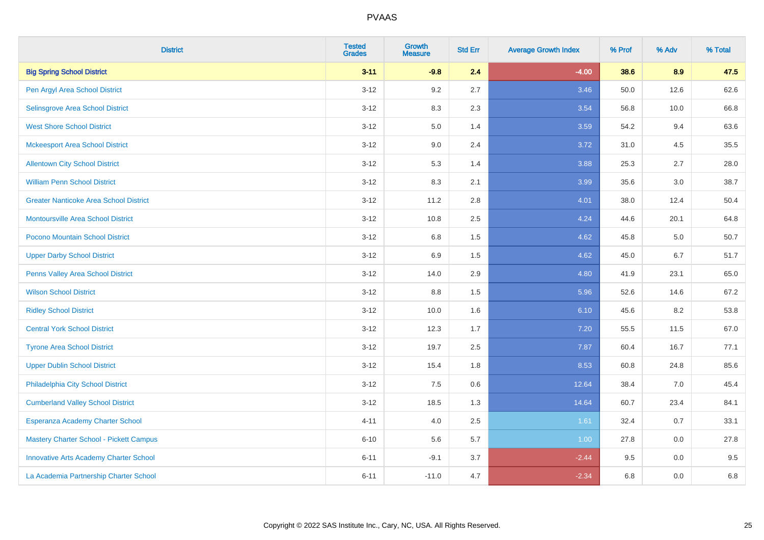# PVAAS

| District | Tested Grades | Growth Measure | Std Err | Average Growth Index | % Prof | % Adv | % Total |
|---|---|---|---|---|---|---|---|
| **Big Spring School District** | **3-11** | **-9.8** | **2.4** | **-4.00** | **38.6** | **8.9** | **47.5** |
| Pen Argyl Area School District | 3-12 | 9.2 | 2.7 | 3.46 | 50.0 | 12.6 | 62.6 |
| Selinsgrove Area School District | 3-12 | 8.3 | 2.3 | 3.54 | 56.8 | 10.0 | 66.8 |
| West Shore School District | 3-12 | 5.0 | 1.4 | 3.59 | 54.2 | 9.4 | 63.6 |
| Mckeesport Area School District | 3-12 | 9.0 | 2.4 | 3.72 | 31.0 | 4.5 | 35.5 |
| Allentown City School District | 3-12 | 5.3 | 1.4 | 3.88 | 25.3 | 2.7 | 28.0 |
| William Penn School District | 3-12 | 8.3 | 2.1 | 3.99 | 35.6 | 3.0 | 38.7 |
| Greater Nanticoke Area School District | 3-12 | 11.2 | 2.8 | 4.01 | 38.0 | 12.4 | 50.4 |
| Montoursville Area School District | 3-12 | 10.8 | 2.5 | 4.24 | 44.6 | 20.1 | 64.8 |
| Pocono Mountain School District | 3-12 | 6.8 | 1.5 | 4.62 | 45.8 | 5.0 | 50.7 |
| Upper Darby School District | 3-12 | 6.9 | 1.5 | 4.62 | 45.0 | 6.7 | 51.7 |
| Penns Valley Area School District | 3-12 | 14.0 | 2.9 | 4.80 | 41.9 | 23.1 | 65.0 |
| Wilson School District | 3-12 | 8.8 | 1.5 | 5.96 | 52.6 | 14.6 | 67.2 |
| Ridley School District | 3-12 | 10.0 | 1.6 | 6.10 | 45.6 | 8.2 | 53.8 |
| Central York School District | 3-12 | 12.3 | 1.7 | 7.20 | 55.5 | 11.5 | 67.0 |
| Tyrone Area School District | 3-12 | 19.7 | 2.5 | 7.87 | 60.4 | 16.7 | 77.1 |
| Upper Dublin School District | 3-12 | 15.4 | 1.8 | 8.53 | 60.8 | 24.8 | 85.6 |
| Philadelphia City School District | 3-12 | 7.5 | 0.6 | 12.64 | 38.4 | 7.0 | 45.4 |
| Cumberland Valley School District | 3-12 | 18.5 | 1.3 | 14.64 | 60.7 | 23.4 | 84.1 |
| Esperanza Academy Charter School | 4-11 | 4.0 | 2.5 | 1.61 | 32.4 | 0.7 | 33.1 |
| Mastery Charter School - Pickett Campus | 6-10 | 5.6 | 5.7 | 1.00 | 27.8 | 0.0 | 27.8 |
| Innovative Arts Academy Charter School | 6-11 | -9.1 | 3.7 | -2.44 | 9.5 | 0.0 | 9.5 |
| La Academia Partnership Charter School | 6-11 | -11.0 | 4.7 | -2.34 | 6.8 | 0.0 | 6.8 |

Copyright © 2022 SAS Institute Inc., Cary, NC, USA. All Rights Reserved.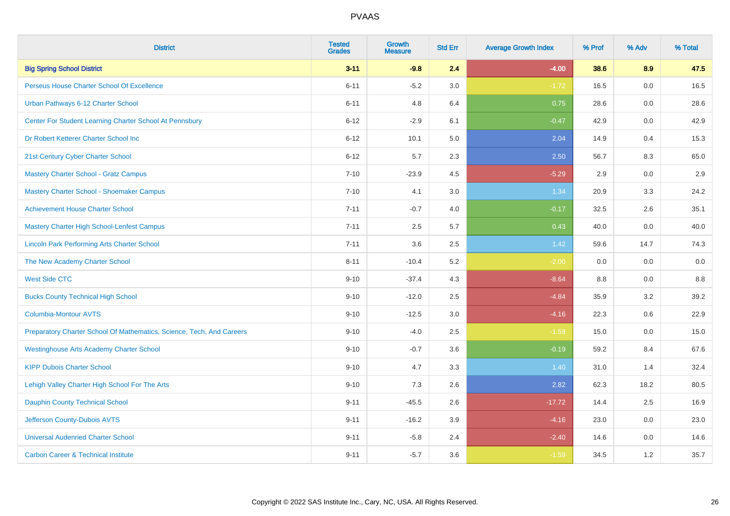| District | Tested Grades | Growth Measure | Std Err | Average Growth Index | % Prof | % Adv | % Total |
|---|---|---|---|---|---|---|---|
| **Big Spring School District** | **3-11** | **-9.8** | **2.4** | **-4.00** | **38.6** | **8.9** | **47.5** |
| Perseus House Charter School Of Excellence | 6-11 | -5.2 | 3.0 | -1.72 | 16.5 | 0.0 | 16.5 |
| Urban Pathways 6-12 Charter School | 6-11 | 4.8 | 6.4 | 0.75 | 28.6 | 0.0 | 28.6 |
| Center For Student Learning Charter School At Pennsbury | 6-12 | -2.9 | 6.1 | -0.47 | 42.9 | 0.0 | 42.9 |
| Dr Robert Ketterer Charter School Inc | 6-12 | 10.1 | 5.0 | 2.04 | 14.9 | 0.4 | 15.3 |
| 21st Century Cyber Charter School | 6-12 | 5.7 | 2.3 | 2.50 | 56.7 | 8.3 | 65.0 |
| Mastery Charter School - Gratz Campus | 7-10 | -23.9 | 4.5 | -5.29 | 2.9 | 0.0 | 2.9 |
| Mastery Charter School - Shoemaker Campus | 7-10 | 4.1 | 3.0 | 1.34 | 20.9 | 3.3 | 24.2 |
| Achievement House Charter School | 7-11 | -0.7 | 4.0 | -0.17 | 32.5 | 2.6 | 35.1 |
| Mastery Charter High School-Lenfest Campus | 7-11 | 2.5 | 5.7 | 0.43 | 40.0 | 0.0 | 40.0 |
| Lincoln Park Performing Arts Charter School | 7-11 | 3.6 | 2.5 | 1.42 | 59.6 | 14.7 | 74.3 |
| The New Academy Charter School | 8-11 | -10.4 | 5.2 | -2.00 | 0.0 | 0.0 | 0.0 |
| West Side CTC | 9-10 | -37.4 | 4.3 | -8.64 | 8.8 | 0.0 | 8.8 |
| Bucks County Technical High School | 9-10 | -12.0 | 2.5 | -4.84 | 35.9 | 3.2 | 39.2 |
| Columbia-Montour AVTS | 9-10 | -12.5 | 3.0 | -4.16 | 22.3 | 0.6 | 22.9 |
| Preparatory Charter School Of Mathematics, Science, Tech, And Careers | 9-10 | -4.0 | 2.5 | -1.59 | 15.0 | 0.0 | 15.0 |
| Westinghouse Arts Academy Charter School | 9-10 | -0.7 | 3.6 | -0.19 | 59.2 | 8.4 | 67.6 |
| KIPP Dubois Charter School | 9-10 | 4.7 | 3.3 | 1.40 | 31.0 | 1.4 | 32.4 |
| Lehigh Valley Charter High School For The Arts | 9-10 | 7.3 | 2.6 | 2.82 | 62.3 | 18.2 | 80.5 |
| Dauphin County Technical School | 9-11 | -45.5 | 2.6 | -17.72 | 14.4 | 2.5 | 16.9 |
| Jefferson County-Dubois AVTS | 9-11 | -16.2 | 3.9 | -4.16 | 23.0 | 0.0 | 23.0 |
| Universal Audenried Charter School | 9-11 | -5.8 | 2.4 | -2.40 | 14.6 | 0.0 | 14.6 |
| Carbon Career & Technical Institute | 9-11 | -5.7 | 3.6 | -1.59 | 34.5 | 1.2 | 35.7 |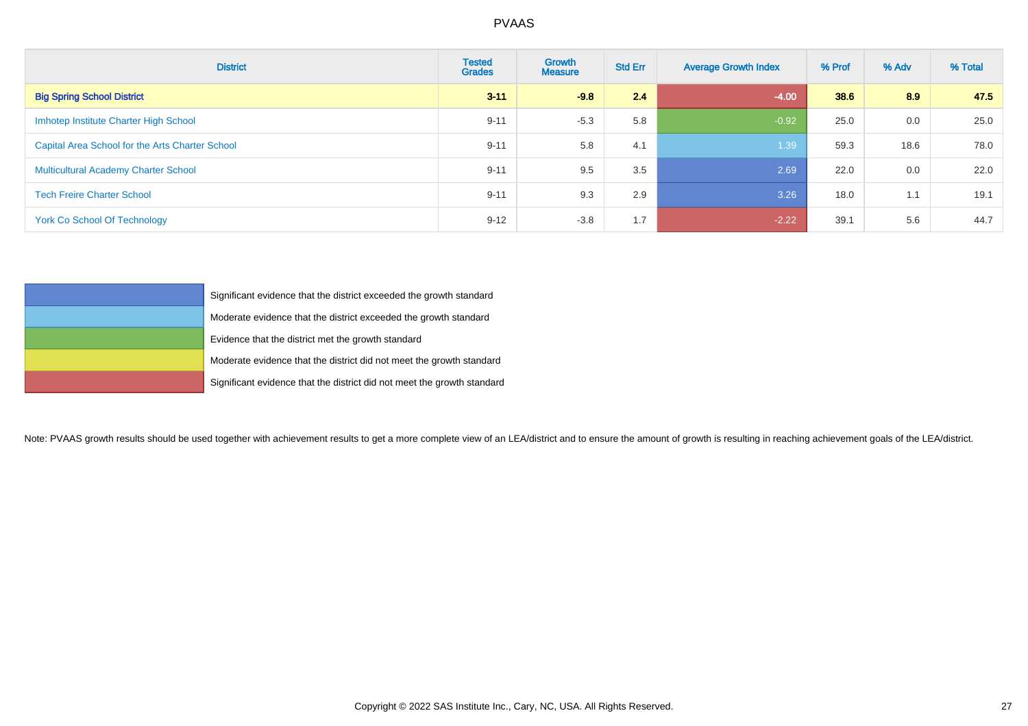# PVAAS

| District | Tested Grades | Growth Measure | Std Err | Average Growth Index | % Prof | % Adv | % Total |
|---|---|---|---|---|---|---|---|
| **Big Spring School District** | **3-11** | **-9.8** | **2.4** | **-4.00** | **38.6** | **8.9** | **47.5** |
| Imhotep Institute Charter High School | 9-11 | -5.3 | 5.8 | -0.92 | 25.0 | 0.0 | 25.0 |
| Capital Area School for the Arts Charter School | 9-11 | 5.8 | 4.1 | 1.39 | 59.3 | 18.6 | 78.0 |
| Multicultural Academy Charter School | 9-11 | 9.5 | 3.5 | 2.69 | 22.0 | 0.0 | 22.0 |
| Tech Freire Charter School | 9-11 | 9.3 | 2.9 | 3.26 | 18.0 | 1.1 | 19.1 |
| York Co School Of Technology | 9-12 | -3.8 | 1.7 | -2.22 | 39.1 | 5.6 | 44.7 |

- Significant evidence that the district exceeded the growth standard
- Moderate evidence that the district exceeded the growth standard
- Evidence that the district met the growth standard
- Moderate evidence that the district did not meet the growth standard
- Significant evidence that the district did not meet the growth standard

Note: PVAAS growth results should be used together with achievement results to get a more complete view of an LEA/district and to ensure the amount of growth is resulting in reaching achievement goals of the LEA/district.

Copyright © 2022 SAS Institute Inc., Cary, NC, USA. All Rights Reserved.